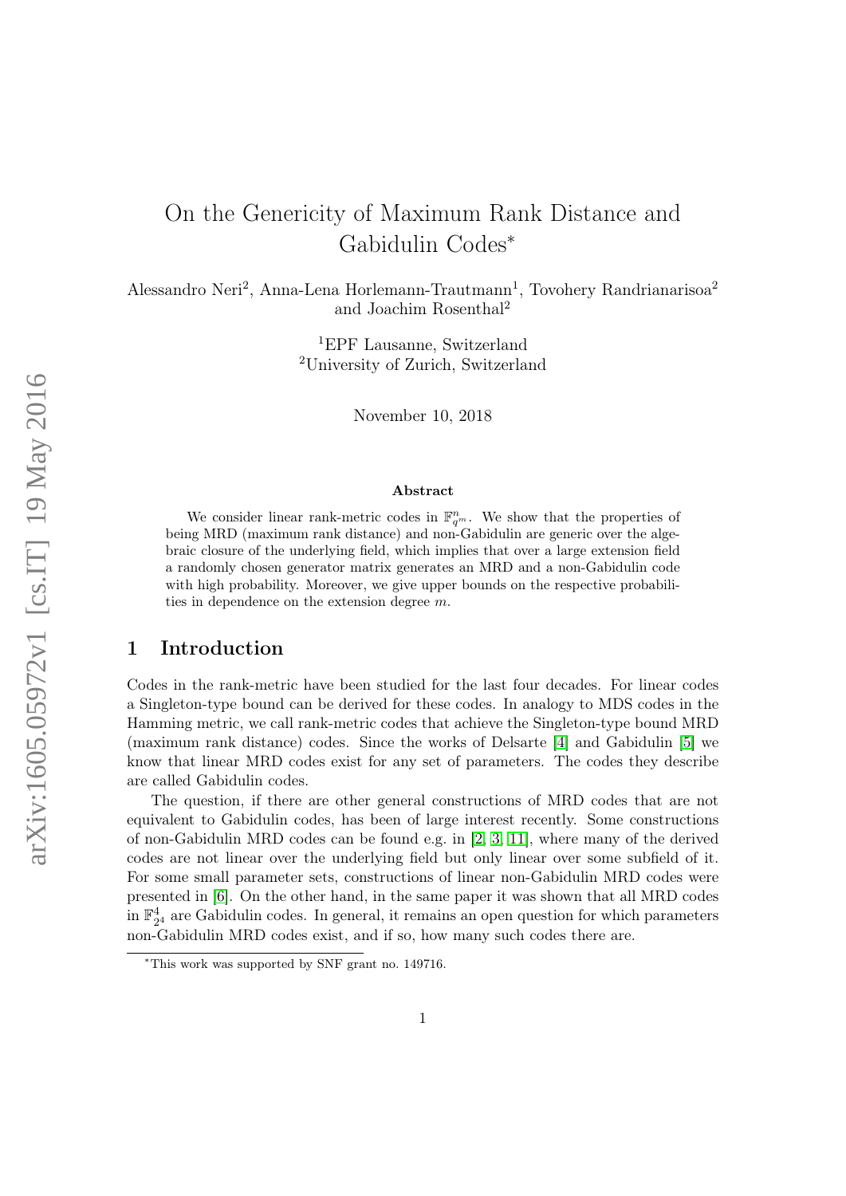# On the Genericity of Maximum Rank Distance and Gabidulin Codes*

Alessandro Neri[2], Anna-Lena Horlemann-Trautmann[1], Tovohery Randrianarisoa[2] and Joachim Rosenthal[2]

[1]EPF Lausanne, Switzerland
[2]University of Zurich, Switzerland

November 10, 2018

### Abstract

We consider linear rank-metric codes in $\mathbb{F}_{q^m}^n$. We show that the properties of being MRD (maximum rank distance) and non-Gabidulin are generic over the algebraic closure of the underlying field, which implies that over a large extension field a randomly chosen generator matrix generates an MRD and a non-Gabidulin code with high probability. Moreover, we give upper bounds on the respective probabilities in dependence on the extension degree $m$.

## 1 Introduction

Codes in the rank-metric have been studied for the last four decades. For linear codes a Singleton-type bound can be derived for these codes. In analogy to MDS codes in the Hamming metric, we call rank-metric codes that achieve the Singleton-type bound MRD (maximum rank distance) codes. Since the works of Delsarte [4] and Gabidulin [5] we know that linear MRD codes exist for any set of parameters. The codes they describe are called Gabidulin codes.

The question, if there are other general constructions of MRD codes that are not equivalent to Gabidulin codes, has been of large interest recently. Some constructions of non-Gabidulin MRD codes can be found e.g. in [2, 3, 11], where many of the derived codes are not linear over the underlying field but only linear over some subfield of it. For some small parameter sets, constructions of linear non-Gabidulin MRD codes were presented in [6]. On the other hand, in the same paper it was shown that all MRD codes in $\mathbb{F}_{2^4}^4$ are Gabidulin codes. In general, it remains an open question for which parameters non-Gabidulin MRD codes exist, and if so, how many such codes there are.

*This work was supported by SNF grant no. 149716.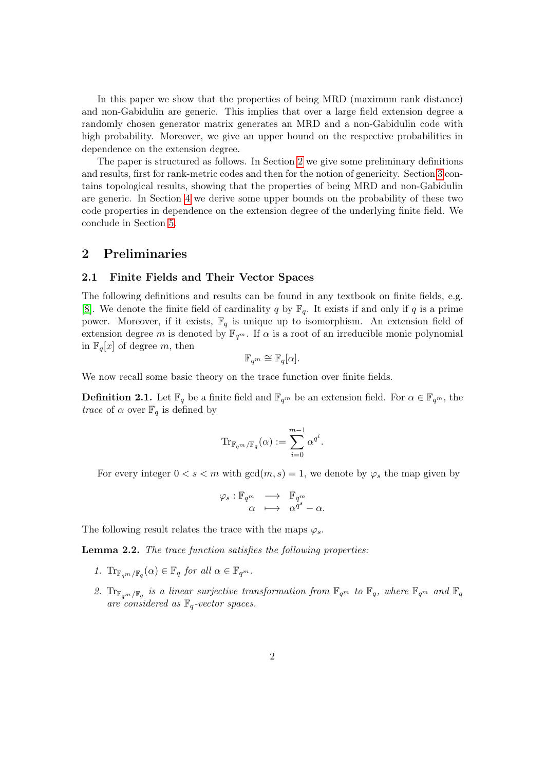In this paper we show that the properties of being MRD (maximum rank distance) and non-Gabidulin are generic. This implies that over a large field extension degree a randomly chosen generator matrix generates an MRD and a non-Gabidulin code with high probability. Moreover, we give an upper bound on the respective probabilities in dependence on the extension degree.

The paper is structured as follows. In Section 2 we give some preliminary definitions and results, first for rank-metric codes and then for the notion of genericity. Section 3 contains topological results, showing that the properties of being MRD and non-Gabidulin are generic. In Section 4 we derive some upper bounds on the probability of these two code properties in dependence on the extension degree of the underlying finite field. We conclude in Section 5.

## 2 Preliminaries

### 2.1 Finite Fields and Their Vector Spaces

The following definitions and results can be found in any textbook on finite fields, e.g. [8]. We denote the finite field of cardinality $q$ by $\mathbb{F}_q$. It exists if and only if $q$ is a prime power. Moreover, if it exists, $\mathbb{F}_q$ is unique up to isomorphism. An extension field of extension degree $m$ is denoted by $\mathbb{F}_{q^m}$. If $\alpha$ is a root of an irreducible monic polynomial in $\mathbb{F}_q[x]$ of degree $m$, then

$$\mathbb{F}_{q^m} \cong \mathbb{F}_q[\alpha].$$

We now recall some basic theory on the trace function over finite fields.

**Definition 2.1.** Let $\mathbb{F}_q$ be a finite field and $\mathbb{F}_{q^m}$ be an extension field. For $\alpha \in \mathbb{F}_{q^m}$, the *trace* of $\alpha$ over $\mathbb{F}_q$ is defined by

$$\mathrm{Tr}_{\mathbb{F}_{q^m}/\mathbb{F}_q}(\alpha) := \sum_{i=0}^{m-1} \alpha^{q^i}.$$

For every integer $0 < s < m$ with $\gcd(m, s) = 1$, we denote by $\varphi_s$ the map given by

$$\begin{array}{rccc} \varphi_s : & \mathbb{F}_{q^m} & \longrightarrow & \mathbb{F}_{q^m} \\ & \alpha & \longmapsto & \alpha^{q^s} - \alpha. \end{array}$$

The following result relates the trace with the maps $\varphi_s$.

**Lemma 2.2.** *The trace function satisfies the following properties:*

1. $\mathrm{Tr}_{\mathbb{F}_{q^m}/\mathbb{F}_q}(\alpha) \in \mathbb{F}_q$ *for all* $\alpha \in \mathbb{F}_{q^m}$.
2. $\mathrm{Tr}_{\mathbb{F}_{q^m}/\mathbb{F}_q}$ *is a linear surjective transformation from* $\mathbb{F}_{q^m}$ *to* $\mathbb{F}_q$*, where* $\mathbb{F}_{q^m}$ *and* $\mathbb{F}_q$ *are considered as* $\mathbb{F}_q$*-vector spaces.*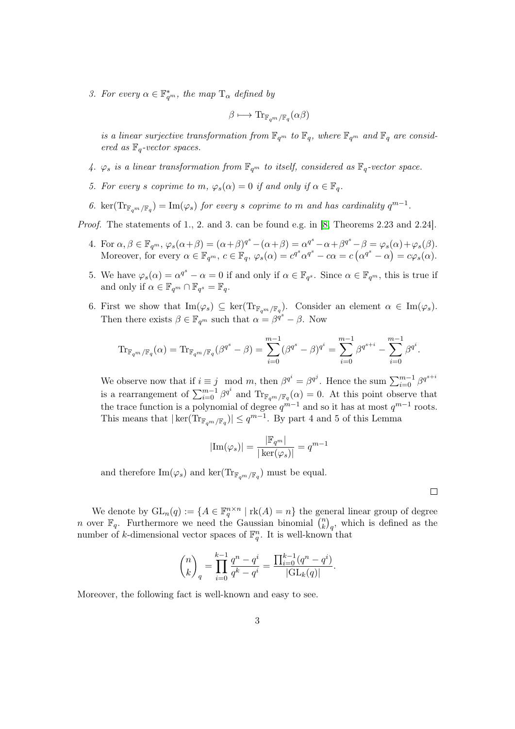3. *For every $\alpha \in \mathbb{F}_{q^m}^*$, the map $\mathrm{T}_\alpha$ defined by*

$$\beta \longmapsto \mathrm{Tr}_{\mathbb{F}_{q^m}/\mathbb{F}_q}(\alpha\beta)$$

*is a linear surjective transformation from $\mathbb{F}_{q^m}$ to $\mathbb{F}_q$, where $\mathbb{F}_{q^m}$ and $\mathbb{F}_q$ are considered as $\mathbb{F}_q$-vector spaces.*

4. *$\varphi_s$ is a linear transformation from $\mathbb{F}_{q^m}$ to itself, considered as $\mathbb{F}_q$-vector space.*

5. *For every $s$ coprime to $m$, $\varphi_s(\alpha) = 0$ if and only if $\alpha \in \mathbb{F}_q$.*

6. *$\ker(\mathrm{Tr}_{\mathbb{F}_{q^m}/\mathbb{F}_q}) = \mathrm{Im}(\varphi_s)$ for every $s$ coprime to $m$ and has cardinality $q^{m-1}$.*

*Proof.* The statements of 1., 2. and 3. can be found e.g. in [8, Theorems 2.23 and 2.24].

4. For $\alpha, \beta \in \mathbb{F}_{q^m}$, $\varphi_s(\alpha+\beta) = (\alpha+\beta)^{q^s} - (\alpha+\beta) = \alpha^{q^s} - \alpha + \beta^{q^s} - \beta = \varphi_s(\alpha) + \varphi_s(\beta)$. Moreover, for every $\alpha \in \mathbb{F}_{q^m}$, $c \in \mathbb{F}_q$, $\varphi_s(\alpha) = c^{q^s}\alpha^{q^s} - c\alpha = c\left(\alpha^{q^s} - \alpha\right) = c\varphi_s(\alpha)$.

5. We have $\varphi_s(\alpha) = \alpha^{q^s} - \alpha = 0$ if and only if $\alpha \in \mathbb{F}_{q^s}$. Since $\alpha \in \mathbb{F}_{q^m}$, this is true if and only if $\alpha \in \mathbb{F}_{q^m} \cap \mathbb{F}_{q^s} = \mathbb{F}_q$.

6. First we show that $\mathrm{Im}(\varphi_s) \subseteq \ker(\mathrm{Tr}_{\mathbb{F}_{q^m}/\mathbb{F}_q})$. Consider an element $\alpha \in \mathrm{Im}(\varphi_s)$. Then there exists $\beta \in \mathbb{F}_{q^m}$ such that $\alpha = \beta^{q^s} - \beta$. Now

$$\mathrm{Tr}_{\mathbb{F}_{q^m}/\mathbb{F}_q}(\alpha) = \mathrm{Tr}_{\mathbb{F}_{q^m}/\mathbb{F}_q}(\beta^{q^s} - \beta) = \sum_{i=0}^{m-1}(\beta^{q^s} - \beta)^{q^i} = \sum_{i=0}^{m-1}\beta^{q^{s+i}} - \sum_{i=0}^{m-1}\beta^{q^i}.$$

We observe now that if $i \equiv j \mod m$, then $\beta^{q^i} = \beta^{q^j}$. Hence the sum $\sum_{i=0}^{m-1}\beta^{q^{s+i}}$ is a rearrangement of $\sum_{i=0}^{m-1}\beta^{q^i}$ and $\mathrm{Tr}_{\mathbb{F}_{q^m}/\mathbb{F}_q}(\alpha) = 0$. At this point observe that the trace function is a polynomial of degree $q^{m-1}$ and so it has at most $q^{m-1}$ roots. This means that $|\ker(\mathrm{Tr}_{\mathbb{F}_{q^m}/\mathbb{F}_q})| \leq q^{m-1}$. By part 4 and 5 of this Lemma

$$|\mathrm{Im}(\varphi_s)| = \frac{|\mathbb{F}_{q^m}|}{|\ker(\varphi_s)|} = q^{m-1}$$

and therefore $\mathrm{Im}(\varphi_s)$ and $\ker(\mathrm{Tr}_{\mathbb{F}_{q^m}/\mathbb{F}_q})$ must be equal.

□

We denote by $\mathrm{GL}_n(q) := \{A \in \mathbb{F}_q^{n\times n} \mid \mathrm{rk}(A) = n\}$ the general linear group of degree $n$ over $\mathbb{F}_q$. Furthermore we need the Gaussian binomial $\binom{n}{k}_q$, which is defined as the number of $k$-dimensional vector spaces of $\mathbb{F}_q^n$. It is well-known that

$$\binom{n}{k}_q = \prod_{i=0}^{k-1}\frac{q^n - q^i}{q^k - q^i} = \frac{\prod_{i=0}^{k-1}(q^n - q^i)}{|\mathrm{GL}_k(q)|}.$$

Moreover, the following fact is well-known and easy to see.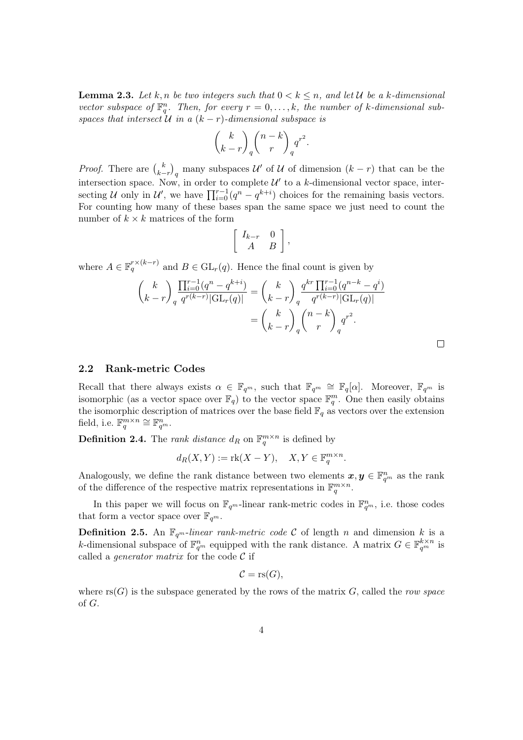**Lemma 2.3.** *Let $k, n$ be two integers such that $0 < k \leq n$, and let $\mathcal{U}$ be a $k$-dimensional vector subspace of $\mathbb{F}_q^n$. Then, for every $r = 0, \ldots, k$, the number of $k$-dimensional subspaces that intersect $\mathcal{U}$ in a $(k-r)$-dimensional subspace is*

$$\binom{k}{k-r}_q \binom{n-k}{r}_q q^{r^2}.$$

*Proof.* There are $\binom{k}{k-r}_q$ many subspaces $\mathcal{U}'$ of $\mathcal{U}$ of dimension $(k-r)$ that can be the intersection space. Now, in order to complete $\mathcal{U}'$ to a $k$-dimensional vector space, intersecting $\mathcal{U}$ only in $\mathcal{U}'$, we have $\prod_{i=0}^{r-1}(q^n - q^{k+i})$ choices for the remaining basis vectors. For counting how many of these bases span the same space we just need to count the number of $k \times k$ matrices of the form

$$\left[\begin{array}{cc} I_{k-r} & 0 \\ A & B \end{array}\right],$$

where $A \in \mathbb{F}_q^{r \times (k-r)}$ and $B \in \mathrm{GL}_r(q)$. Hence the final count is given by

$$\begin{aligned}\binom{k}{k-r}_q \frac{\prod_{i=0}^{r-1}(q^n - q^{k+i})}{q^{r(k-r)}|\mathrm{GL}_r(q)|} &= \binom{k}{k-r}_q \frac{q^{kr}\prod_{i=0}^{r-1}(q^{n-k} - q^i)}{q^{r(k-r)}|\mathrm{GL}_r(q)|} \\ &= \binom{k}{k-r}_q \binom{n-k}{r}_q q^{r^2}.\end{aligned}$$

□

### 2.2 Rank-metric Codes

Recall that there always exists $\alpha \in \mathbb{F}_{q^m}$, such that $\mathbb{F}_{q^m} \cong \mathbb{F}_q[\alpha]$. Moreover, $\mathbb{F}_{q^m}$ is isomorphic (as a vector space over $\mathbb{F}_q$) to the vector space $\mathbb{F}_q^m$. One then easily obtains the isomorphic description of matrices over the base field $\mathbb{F}_q$ as vectors over the extension field, i.e. $\mathbb{F}_q^{m \times n} \cong \mathbb{F}_{q^m}^n$.

**Definition 2.4.** The *rank distance* $d_R$ on $\mathbb{F}_q^{m \times n}$ is defined by

$$d_R(X, Y) := \mathrm{rk}(X - Y), \quad X, Y \in \mathbb{F}_q^{m \times n}.$$

Analogously, we define the rank distance between two elements $\boldsymbol{x}, \boldsymbol{y} \in \mathbb{F}_{q^m}^n$ as the rank of the difference of the respective matrix representations in $\mathbb{F}_q^{m \times n}$.

In this paper we will focus on $\mathbb{F}_{q^m}$-linear rank-metric codes in $\mathbb{F}_{q^m}^n$, i.e. those codes that form a vector space over $\mathbb{F}_{q^m}$.

**Definition 2.5.** An $\mathbb{F}_{q^m}$*-linear rank-metric code* $\mathcal{C}$ of length $n$ and dimension $k$ is a $k$-dimensional subspace of $\mathbb{F}_{q^m}^n$ equipped with the rank distance. A matrix $G \in \mathbb{F}_{q^m}^{k \times n}$ is called a *generator matrix* for the code $\mathcal{C}$ if

$$\mathcal{C} = \mathrm{rs}(G),$$

where $\mathrm{rs}(G)$ is the subspace generated by the rows of the matrix $G$, called the *row space* of $G$.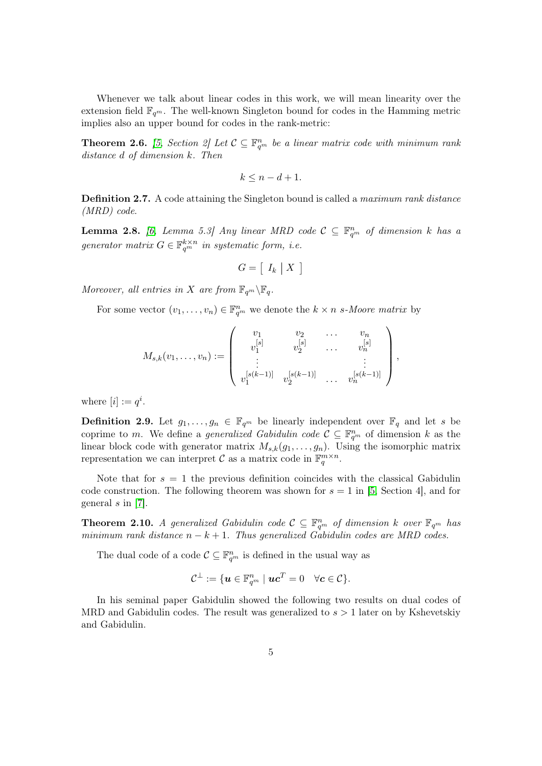Whenever we talk about linear codes in this work, we will mean linearity over the extension field $\mathbb{F}_{q^m}$. The well-known Singleton bound for codes in the Hamming metric implies also an upper bound for codes in the rank-metric:

**Theorem 2.6.** *[5, Section 2] Let $\mathcal{C} \subseteq \mathbb{F}_{q^m}^n$ be a linear matrix code with minimum rank distance $d$ of dimension $k$. Then*

$$k \leq n - d + 1.$$

**Definition 2.7.** A code attaining the Singleton bound is called a *maximum rank distance (MRD) code*.

**Lemma 2.8.** *[6, Lemma 5.3] Any linear MRD code $\mathcal{C} \subseteq \mathbb{F}_{q^m}^n$ of dimension $k$ has a generator matrix $G \in \mathbb{F}_{q^m}^{k \times n}$ in systematic form, i.e.*

$$G = \left[ \begin{array}{c|c} I_k & X \end{array} \right]$$

*Moreover, all entries in $X$ are from $\mathbb{F}_{q^m} \backslash \mathbb{F}_q$.*

For some vector $(v_1, \ldots, v_n) \in \mathbb{F}_{q^m}^n$ we denote the $k \times n$ *s-Moore matrix* by

$$M_{s,k}(v_1, \ldots, v_n) := \begin{pmatrix} v_1 & v_2 & \ldots & v_n \\ v_1^{[s]} & v_2^{[s]} & \ldots & v_n^{[s]} \\ \vdots & & & \vdots \\ v_1^{[s(k-1)]} & v_2^{[s(k-1)]} & \ldots & v_n^{[s(k-1)]} \end{pmatrix},$$

where $[i] := q^i$.

**Definition 2.9.** Let $g_1, \ldots, g_n \in \mathbb{F}_{q^m}$ be linearly independent over $\mathbb{F}_q$ and let $s$ be coprime to $m$. We define a *generalized Gabidulin code* $\mathcal{C} \subseteq \mathbb{F}_{q^m}^n$ of dimension $k$ as the linear block code with generator matrix $M_{s,k}(g_1, \ldots, g_n)$. Using the isomorphic matrix representation we can interpret $\mathcal{C}$ as a matrix code in $\mathbb{F}_q^{m \times n}$.

Note that for $s = 1$ the previous definition coincides with the classical Gabidulin code construction. The following theorem was shown for $s = 1$ in [5, Section 4], and for general $s$ in [7].

**Theorem 2.10.** *A generalized Gabidulin code $\mathcal{C} \subseteq \mathbb{F}_{q^m}^n$ of dimension $k$ over $\mathbb{F}_{q^m}$ has minimum rank distance $n - k + 1$. Thus generalized Gabidulin codes are MRD codes.*

The dual code of a code $\mathcal{C} \subseteq \mathbb{F}_{q^m}^n$ is defined in the usual way as

$$\mathcal{C}^\perp := \{\boldsymbol{u} \in \mathbb{F}_{q^m}^n \mid \boldsymbol{u}\boldsymbol{c}^T = 0 \quad \forall \boldsymbol{c} \in \mathcal{C}\}.$$

In his seminal paper Gabidulin showed the following two results on dual codes of MRD and Gabidulin codes. The result was generalized to $s > 1$ later on by Kshevetskiy and Gabidulin.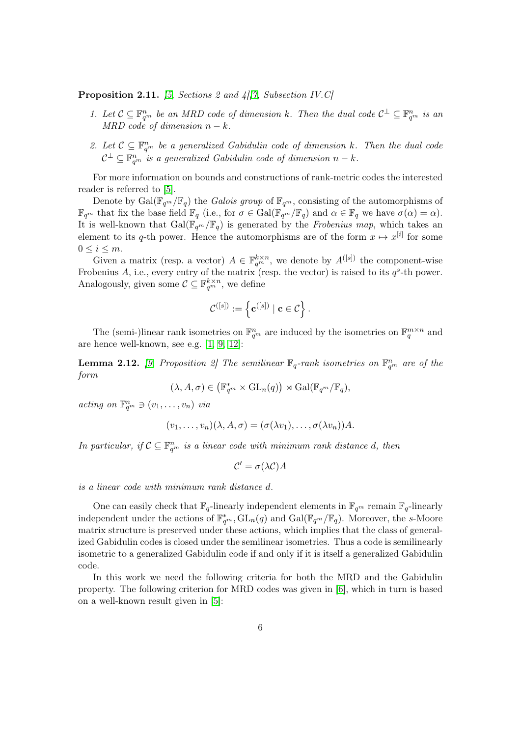**Proposition 2.11.** *[5, Sections 2 and 4][7, Subsection IV.C]*

1. *Let $\mathcal{C} \subseteq \mathbb{F}_{q^m}^n$ be an MRD code of dimension $k$. Then the dual code $\mathcal{C}^\perp \subseteq \mathbb{F}_{q^m}^n$ is an MRD code of dimension $n-k$.*
2. *Let $\mathcal{C} \subseteq \mathbb{F}_{q^m}^n$ be a generalized Gabidulin code of dimension $k$. Then the dual code $\mathcal{C}^\perp \subseteq \mathbb{F}_{q^m}^n$ is a generalized Gabidulin code of dimension $n-k$.*

For more information on bounds and constructions of rank-metric codes the interested reader is referred to [5].

Denote by $\mathrm{Gal}(\mathbb{F}_{q^m}/\mathbb{F}_q)$ the *Galois group* of $\mathbb{F}_{q^m}$, consisting of the automorphisms of $\mathbb{F}_{q^m}$ that fix the base field $\mathbb{F}_q$ (i.e., for $\sigma \in \mathrm{Gal}(\mathbb{F}_{q^m}/\mathbb{F}_q)$ and $\alpha \in \mathbb{F}_q$ we have $\sigma(\alpha) = \alpha$). It is well-known that $\mathrm{Gal}(\mathbb{F}_{q^m}/\mathbb{F}_q)$ is generated by the *Frobenius map*, which takes an element to its $q$-th power. Hence the automorphisms are of the form $x \mapsto x^{[i]}$ for some $0 \leq i \leq m$.

Given a matrix (resp. a vector) $A \in \mathbb{F}_{q^m}^{k \times n}$, we denote by $A^{([s])}$ the component-wise Frobenius $A$, i.e., every entry of the matrix (resp. the vector) is raised to its $q^s$-th power. Analogously, given some $\mathcal{C} \subseteq \mathbb{F}_{q^m}^{k \times n}$, we define

$$\mathcal{C}^{([s])} := \left\{ \mathbf{c}^{([s])} \mid \mathbf{c} \in \mathcal{C} \right\}.$$

The (semi-)linear rank isometries on $\mathbb{F}_{q^m}^n$ are induced by the isometries on $\mathbb{F}_q^{m \times n}$ and are hence well-known, see e.g. [1, 9, 12]:

**Lemma 2.12.** *[9, Proposition 2] The semilinear $\mathbb{F}_q$-rank isometries on $\mathbb{F}_{q^m}^n$ are of the form*

$$(\lambda, A, \sigma) \in \left(\mathbb{F}_{q^m}^* \times \mathrm{GL}_n(q)\right) \rtimes \mathrm{Gal}(\mathbb{F}_{q^m}/\mathbb{F}_q),$$

*acting on $\mathbb{F}_{q^m}^n \ni (v_1, \ldots, v_n)$ via*

$$(v_1, \ldots, v_n)(\lambda, A, \sigma) = (\sigma(\lambda v_1), \ldots, \sigma(\lambda v_n))A.$$

*In particular, if $\mathcal{C} \subseteq \mathbb{F}_{q^m}^n$ is a linear code with minimum rank distance $d$, then*

$$\mathcal{C}' = \sigma(\lambda \mathcal{C})A$$

*is a linear code with minimum rank distance $d$.*

One can easily check that $\mathbb{F}_q$-linearly independent elements in $\mathbb{F}_{q^m}$ remain $\mathbb{F}_q$-linearly independent under the actions of $\mathbb{F}_{q^m}^*$, $\mathrm{GL}_n(q)$ and $\mathrm{Gal}(\mathbb{F}_{q^m}/\mathbb{F}_q)$. Moreover, the $s$-Moore matrix structure is preserved under these actions, which implies that the class of generalized Gabidulin codes is closed under the semilinear isometries. Thus a code is semilinearly isometric to a generalized Gabidulin code if and only if it is itself a generalized Gabidulin code.

In this work we need the following criteria for both the MRD and the Gabidulin property. The following criterion for MRD codes was given in [6], which in turn is based on a well-known result given in [5]: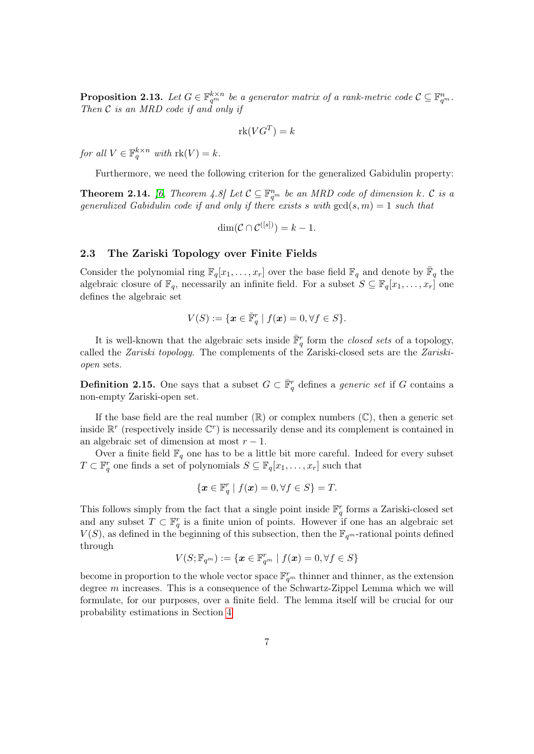**Proposition 2.13.** *Let $G \in \mathbb{F}_{q^m}^{k \times n}$ be a generator matrix of a rank-metric code $\mathcal{C} \subseteq \mathbb{F}_{q^m}^n$. Then $\mathcal{C}$ is an MRD code if and only if*

$$\mathrm{rk}(VG^T) = k$$

*for all $V \in \mathbb{F}_q^{k \times n}$ with $\mathrm{rk}(V) = k$.*

Furthermore, we need the following criterion for the generalized Gabidulin property:

**Theorem 2.14.** *[6, Theorem 4.8] Let $\mathcal{C} \subseteq \mathbb{F}_{q^m}^n$ be an MRD code of dimension $k$. $\mathcal{C}$ is a generalized Gabidulin code if and only if there exists $s$ with $\gcd(s, m) = 1$ such that*

$$\dim(\mathcal{C} \cap \mathcal{C}^{([s])}) = k - 1.$$

### 2.3 The Zariski Topology over Finite Fields

Consider the polynomial ring $\mathbb{F}_q[x_1, \ldots, x_r]$ over the base field $\mathbb{F}_q$ and denote by $\bar{\mathbb{F}}_q$ the algebraic closure of $\mathbb{F}_q$, necessarily an infinite field. For a subset $S \subseteq \mathbb{F}_q[x_1, \ldots, x_r]$ one defines the algebraic set

$$V(S) := \{\boldsymbol{x} \in \bar{\mathbb{F}}_q^r \mid f(\boldsymbol{x}) = 0, \forall f \in S\}.$$

It is well-known that the algebraic sets inside $\bar{\mathbb{F}}_q^r$ form the *closed sets* of a topology, called the *Zariski topology*. The complements of the Zariski-closed sets are the *Zariski-open* sets.

**Definition 2.15.** One says that a subset $G \subset \bar{\mathbb{F}}_q^r$ defines a *generic set* if $G$ contains a non-empty Zariski-open set.

If the base field are the real number ($\mathbb{R}$) or complex numbers ($\mathbb{C}$), then a generic set inside $\mathbb{R}^r$ (respectively inside $\mathbb{C}^r$) is necessarily dense and its complement is contained in an algebraic set of dimension at most $r - 1$.

Over a finite field $\mathbb{F}_q$ one has to be a little bit more careful. Indeed for every subset $T \subset \mathbb{F}_q^r$ one finds a set of polynomials $S \subseteq \mathbb{F}_q[x_1, \ldots, x_r]$ such that

$$\{\boldsymbol{x} \in \mathbb{F}_q^r \mid f(\boldsymbol{x}) = 0, \forall f \in S\} = T.$$

This follows simply from the fact that a single point inside $\mathbb{F}_q^r$ forms a Zariski-closed set and any subset $T \subset \mathbb{F}_q^r$ is a finite union of points. However if one has an algebraic set $V(S)$, as defined in the beginning of this subsection, then the $\mathbb{F}_{q^m}$-rational points defined through

$$V(S; \mathbb{F}_{q^m}) := \{\boldsymbol{x} \in \mathbb{F}_{q^m}^r \mid f(\boldsymbol{x}) = 0, \forall f \in S\}$$

become in proportion to the whole vector space $\mathbb{F}_{q^m}^r$ thinner and thinner, as the extension degree $m$ increases. This is a consequence of the Schwartz-Zippel Lemma which we will formulate, for our purposes, over a finite field. The lemma itself will be crucial for our probability estimations in Section 4.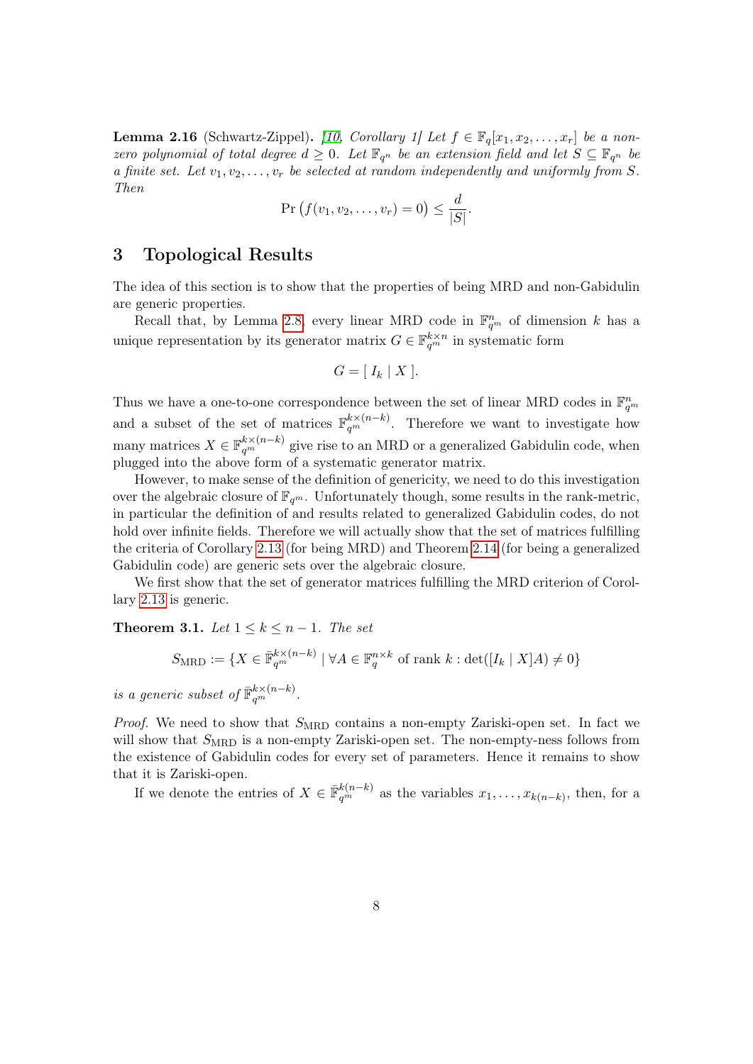**Lemma 2.16** (Schwartz-Zippel). *[10, Corollary 1] Let $f \in \mathbb{F}_q[x_1, x_2, \dots, x_r]$ be a non-zero polynomial of total degree $d \geq 0$. Let $\mathbb{F}_{q^n}$ be an extension field and let $S \subseteq \mathbb{F}_{q^n}$ be a finite set. Let $v_1, v_2, \dots, v_r$ be selected at random independently and uniformly from $S$. Then*

$$\Pr\big(f(v_1, v_2, \dots, v_r) = 0\big) \leq \frac{d}{|S|}.$$

# 3 Topological Results

The idea of this section is to show that the properties of being MRD and non-Gabidulin are generic properties.

Recall that, by Lemma 2.8, every linear MRD code in $\mathbb{F}_{q^m}^n$ of dimension $k$ has a unique representation by its generator matrix $G \in \mathbb{F}_{q^m}^{k\times n}$ in systematic form

$$G = [\ I_k \mid X\ ].$$

Thus we have a one-to-one correspondence between the set of linear MRD codes in $\mathbb{F}_{q^m}^n$ and a subset of the set of matrices $\mathbb{F}_{q^m}^{k\times(n-k)}$. Therefore we want to investigate how many matrices $X \in \mathbb{F}_{q^m}^{k\times(n-k)}$ give rise to an MRD or a generalized Gabidulin code, when plugged into the above form of a systematic generator matrix.

However, to make sense of the definition of genericity, we need to do this investigation over the algebraic closure of $\mathbb{F}_{q^m}$. Unfortunately though, some results in the rank-metric, in particular the definition of and results related to generalized Gabidulin codes, do not hold over infinite fields. Therefore we will actually show that the set of matrices fulfilling the criteria of Corollary 2.13 (for being MRD) and Theorem 2.14 (for being a generalized Gabidulin code) are generic sets over the algebraic closure.

We first show that the set of generator matrices fulfilling the MRD criterion of Corollary 2.13 is generic.

**Theorem 3.1.** *Let $1 \leq k \leq n-1$. The set*

$$S_{\mathrm{MRD}} := \{X \in \bar{\mathbb{F}}_{q^m}^{k\times(n-k)} \mid \forall A \in \mathbb{F}_q^{n\times k} \text{ of rank } k : \det([I_k \mid X]A) \neq 0\}$$

*is a generic subset of $\bar{\mathbb{F}}_{q^m}^{k\times(n-k)}$.*

*Proof.* We need to show that $S_{\mathrm{MRD}}$ contains a non-empty Zariski-open set. In fact we will show that $S_{\mathrm{MRD}}$ is a non-empty Zariski-open set. The non-empty-ness follows from the existence of Gabidulin codes for every set of parameters. Hence it remains to show that it is Zariski-open.

If we denote the entries of $X \in \bar{\mathbb{F}}_{q^m}^{k(n-k)}$ as the variables $x_1, \dots, x_{k(n-k)}$, then, for a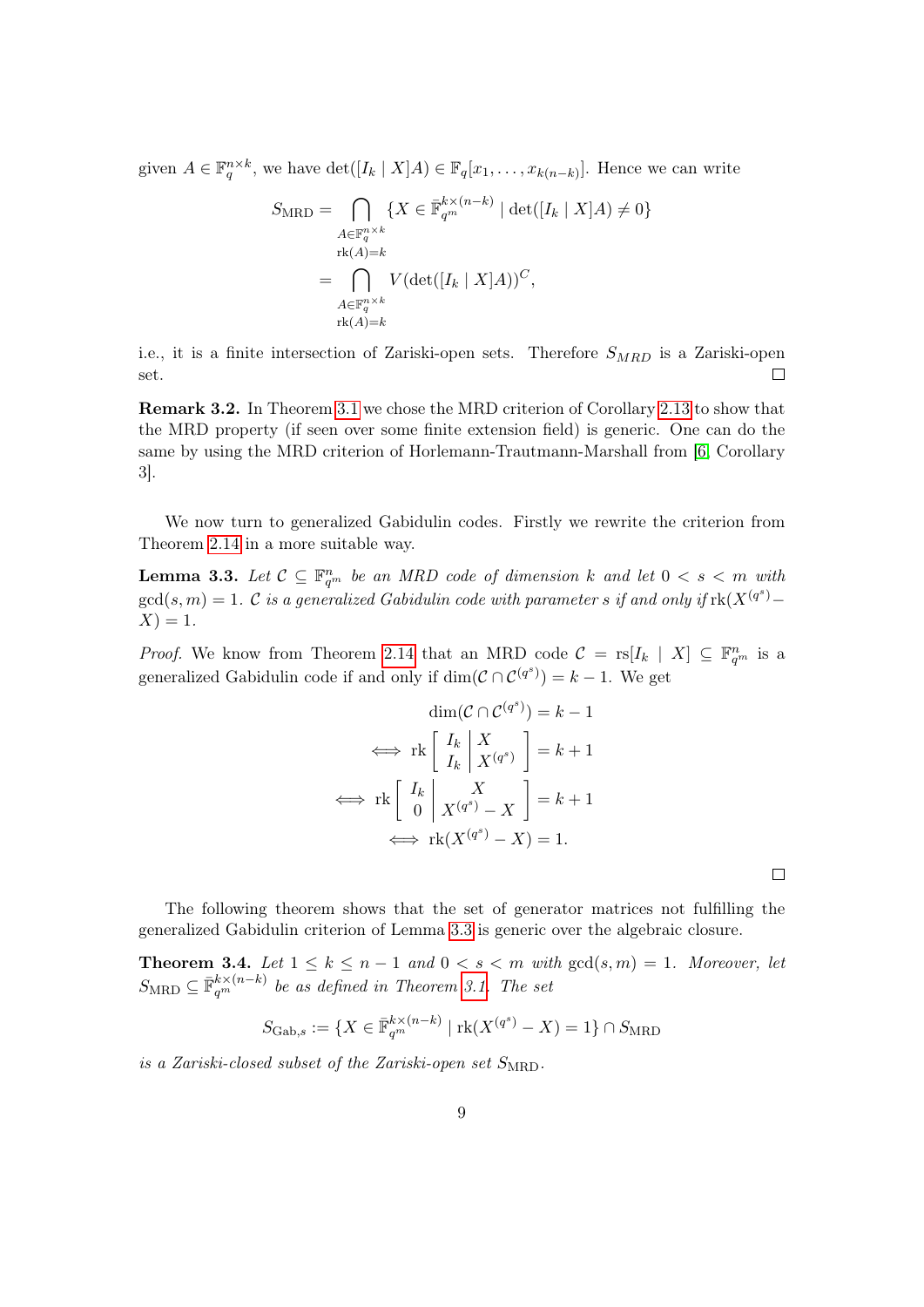given $A \in \mathbb{F}_q^{n\times k}$, we have $\det([I_k \mid X]A) \in \mathbb{F}_q[x_1, \dots, x_{k(n-k)}]$. Hence we can write

$$
\begin{aligned}
S_{\mathrm{MRD}} &= \bigcap_{\substack{A\in\mathbb{F}_q^{n\times k}\\ \mathrm{rk}(A)=k}} \{X \in \bar{\mathbb{F}}_{q^m}^{k\times(n-k)} \mid \det([I_k \mid X]A) \neq 0\} \\
&= \bigcap_{\substack{A\in\mathbb{F}_q^{n\times k}\\ \mathrm{rk}(A)=k}} V(\det([I_k \mid X]A))^C,
\end{aligned}
$$

i.e., it is a finite intersection of Zariski-open sets. Therefore $S_{MRD}$ is a Zariski-open set. □

**Remark 3.2.** In Theorem 3.1 we chose the MRD criterion of Corollary 2.13 to show that the MRD property (if seen over some finite extension field) is generic. One can do the same by using the MRD criterion of Horlemann-Trautmann-Marshall from [6, Corollary 3].

We now turn to generalized Gabidulin codes. Firstly we rewrite the criterion from Theorem 2.14 in a more suitable way.

**Lemma 3.3.** *Let $\mathcal{C} \subseteq \mathbb{F}_{q^m}^n$ be an MRD code of dimension $k$ and let $0 < s < m$ with $\gcd(s, m) = 1$. $\mathcal{C}$ is a generalized Gabidulin code with parameter $s$ if and only if $\mathrm{rk}(X^{(q^s)} - X) = 1$.*

*Proof.* We know from Theorem 2.14 that an MRD code $\mathcal{C} = \mathrm{rs}[I_k \mid X] \subseteq \mathbb{F}_{q^m}^n$ is a generalized Gabidulin code if and only if $\dim(\mathcal{C} \cap \mathcal{C}^{(q^s)}) = k - 1$. We get

$$
\begin{aligned}
&\dim(\mathcal{C} \cap \mathcal{C}^{(q^s)}) = k - 1 \\
\iff &\mathrm{rk}\left[\begin{array}{c|c} I_k & X \\ I_k & X^{(q^s)} \end{array}\right] = k + 1 \\
\iff &\mathrm{rk}\left[\begin{array}{c|c} I_k & X \\ 0 & X^{(q^s)} - X \end{array}\right] = k + 1 \\
\iff &\mathrm{rk}(X^{(q^s)} - X) = 1.
\end{aligned}
$$

□

The following theorem shows that the set of generator matrices not fulfilling the generalized Gabidulin criterion of Lemma 3.3 is generic over the algebraic closure.

**Theorem 3.4.** *Let $1 \leq k \leq n - 1$ and $0 < s < m$ with $\gcd(s, m) = 1$. Moreover, let $S_{\mathrm{MRD}} \subseteq \bar{\mathbb{F}}_{q^m}^{k\times(n-k)}$ be as defined in Theorem 3.1. The set*

$$
S_{\mathrm{Gab},s} := \{X \in \bar{\mathbb{F}}_{q^m}^{k\times(n-k)} \mid \mathrm{rk}(X^{(q^s)} - X) = 1\} \cap S_{\mathrm{MRD}}
$$

*is a Zariski-closed subset of the Zariski-open set $S_{\mathrm{MRD}}$.*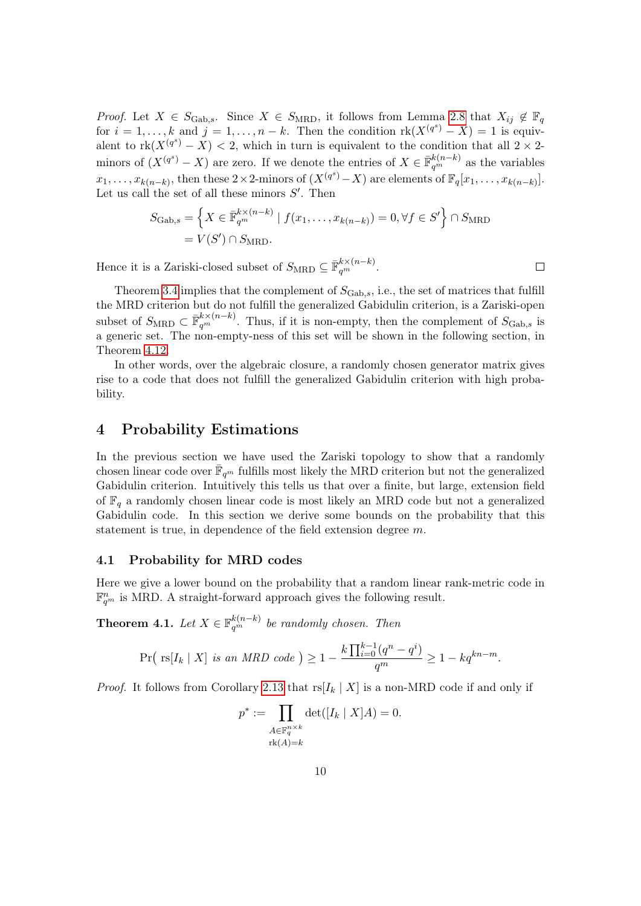*Proof.* Let $X \in S_{\mathrm{Gab},s}$. Since $X \in S_{\mathrm{MRD}}$, it follows from Lemma 2.8 that $X_{ij} \notin \mathbb{F}_q$ for $i = 1, \dots, k$ and $j = 1, \dots, n-k$. Then the condition $\mathrm{rk}(X^{(q^s)} - X) = 1$ is equivalent to $\mathrm{rk}(X^{(q^s)} - X) < 2$, which in turn is equivalent to the condition that all $2 \times 2$-minors of $(X^{(q^s)} - X)$ are zero. If we denote the entries of $X \in \bar{\mathbb{F}}_{q^m}^{k(n-k)}$ as the variables $x_1, \dots, x_{k(n-k)}$, then these $2 \times 2$-minors of $(X^{(q^s)} - X)$ are elements of $\mathbb{F}_q[x_1, \dots, x_{k(n-k)}]$. Let us call the set of all these minors $S'$. Then

$$
\begin{aligned}
S_{\mathrm{Gab},s} &= \left\{ X \in \bar{\mathbb{F}}_{q^m}^{k \times (n-k)} \mid f(x_1, \dots, x_{k(n-k)}) = 0, \forall f \in S' \right\} \cap S_{\mathrm{MRD}} \\
&= V(S') \cap S_{\mathrm{MRD}}.
\end{aligned}
$$

Hence it is a Zariski-closed subset of $S_{\mathrm{MRD}} \subseteq \bar{\mathbb{F}}_{q^m}^{k \times (n-k)}$. $\square$

Theorem 3.4 implies that the complement of $S_{\mathrm{Gab},s}$, i.e., the set of matrices that fulfill the MRD criterion but do not fulfill the generalized Gabidulin criterion, is a Zariski-open subset of $S_{\mathrm{MRD}} \subset \bar{\mathbb{F}}_{q^m}^{k \times (n-k)}$. Thus, if it is non-empty, then the complement of $S_{\mathrm{Gab},s}$ is a generic set. The non-empty-ness of this set will be shown in the following section, in Theorem 4.12.

In other words, over the algebraic closure, a randomly chosen generator matrix gives rise to a code that does not fulfill the generalized Gabidulin criterion with high probability.

# 4 Probability Estimations

In the previous section we have used the Zariski topology to show that a randomly chosen linear code over $\bar{\mathbb{F}}_{q^m}$ fulfills most likely the MRD criterion but not the generalized Gabidulin criterion. Intuitively this tells us that over a finite, but large, extension field of $\mathbb{F}_q$ a randomly chosen linear code is most likely an MRD code but not a generalized Gabidulin code. In this section we derive some bounds on the probability that this statement is true, in dependence of the field extension degree $m$.

## 4.1 Probability for MRD codes

Here we give a lower bound on the probability that a random linear rank-metric code in $\mathbb{F}_{q^m}^n$ is MRD. A straight-forward approach gives the following result.

**Theorem 4.1.** *Let $X \in \mathbb{F}_{q^m}^{k(n-k)}$ be randomly chosen. Then*

$$
\Pr\big( \mathrm{rs}[I_k \mid X] \text{ is an MRD code } \big) \geq 1 - \frac{k \prod_{i=0}^{k-1} (q^n - q^i)}{q^m} \geq 1 - kq^{kn-m}.
$$

*Proof.* It follows from Corollary 2.13 that $\mathrm{rs}[I_k \mid X]$ is a non-MRD code if and only if

$$
p^* := \prod_{\substack{A \in \mathbb{F}_q^{n \times k} \\ \mathrm{rk}(A) = k}} \det([I_k \mid X]A) = 0.
$$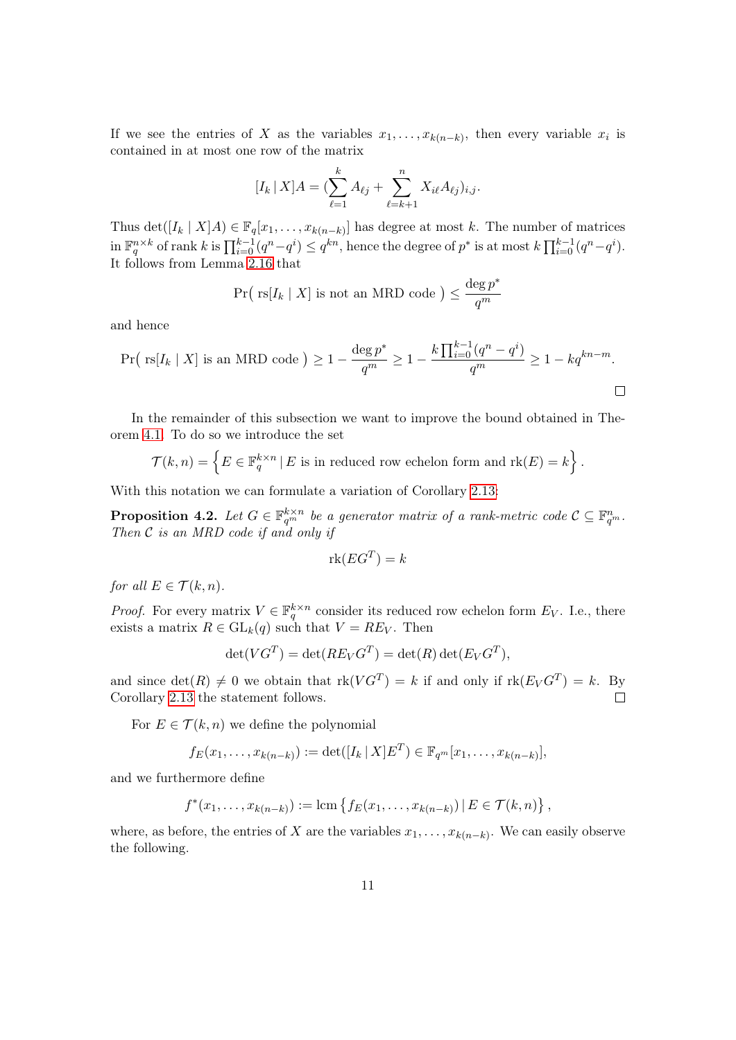If we see the entries of $X$ as the variables $x_1, \dots, x_{k(n-k)}$, then every variable $x_i$ is contained in at most one row of the matrix

$$[I_k \,|\, X]A = (\sum_{\ell=1}^{k} A_{\ell j} + \sum_{\ell=k+1}^{n} X_{i\ell} A_{\ell j})_{i,j}.$$

Thus $\det([I_k \mid X]A) \in \mathbb{F}_q[x_1, \dots, x_{k(n-k)}]$ has degree at most $k$. The number of matrices in $\mathbb{F}_q^{n \times k}$ of rank $k$ is $\prod_{i=0}^{k-1}(q^n - q^i) \leq q^{kn}$, hence the degree of $p^*$ is at most $k\prod_{i=0}^{k-1}(q^n - q^i)$. It follows from Lemma 2.16 that

$$\Pr(\text{ rs}[I_k \mid X] \text{ is not an MRD code }) \leq \frac{\deg p^*}{q^m}$$

and hence

$$\Pr(\text{ rs}[I_k \mid X] \text{ is an MRD code }) \geq 1 - \frac{\deg p^*}{q^m} \geq 1 - \frac{k\prod_{i=0}^{k-1}(q^n - q^i)}{q^m} \geq 1 - kq^{kn-m}.$$

□

In the remainder of this subsection we want to improve the bound obtained in Theorem 4.1. To do so we introduce the set

$$\mathcal{T}(k,n) = \left\{ E \in \mathbb{F}_q^{k \times n} \,|\, E \text{ is in reduced row echelon form and } \operatorname{rk}(E) = k \right\}.$$

With this notation we can formulate a variation of Corollary 2.13:

**Proposition 4.2.** *Let $G \in \mathbb{F}_{q^m}^{k \times n}$ be a generator matrix of a rank-metric code $\mathcal{C} \subseteq \mathbb{F}_{q^m}^n$. Then $\mathcal{C}$ is an MRD code if and only if*

$$\operatorname{rk}(EG^T) = k$$

*for all $E \in \mathcal{T}(k,n)$.*

*Proof.* For every matrix $V \in \mathbb{F}_q^{k \times n}$ consider its reduced row echelon form $E_V$. I.e., there exists a matrix $R \in \operatorname{GL}_k(q)$ such that $V = RE_V$. Then

$$\det(VG^T) = \det(RE_V G^T) = \det(R)\det(E_V G^T),$$

and since $\det(R) \neq 0$ we obtain that $\operatorname{rk}(VG^T) = k$ if and only if $\operatorname{rk}(E_V G^T) = k$. By Corollary 2.13 the statement follows. □

For $E \in \mathcal{T}(k,n)$ we define the polynomial

$$f_E(x_1, \dots, x_{k(n-k)}) := \det([I_k \,|\, X]E^T) \in \mathbb{F}_{q^m}[x_1, \dots, x_{k(n-k)}],$$

and we furthermore define

$$f^*(x_1, \dots, x_{k(n-k)}) := \operatorname{lcm}\left\{ f_E(x_1, \dots, x_{k(n-k)}) \,|\, E \in \mathcal{T}(k,n) \right\},$$

where, as before, the entries of $X$ are the variables $x_1, \dots, x_{k(n-k)}$. We can easily observe the following.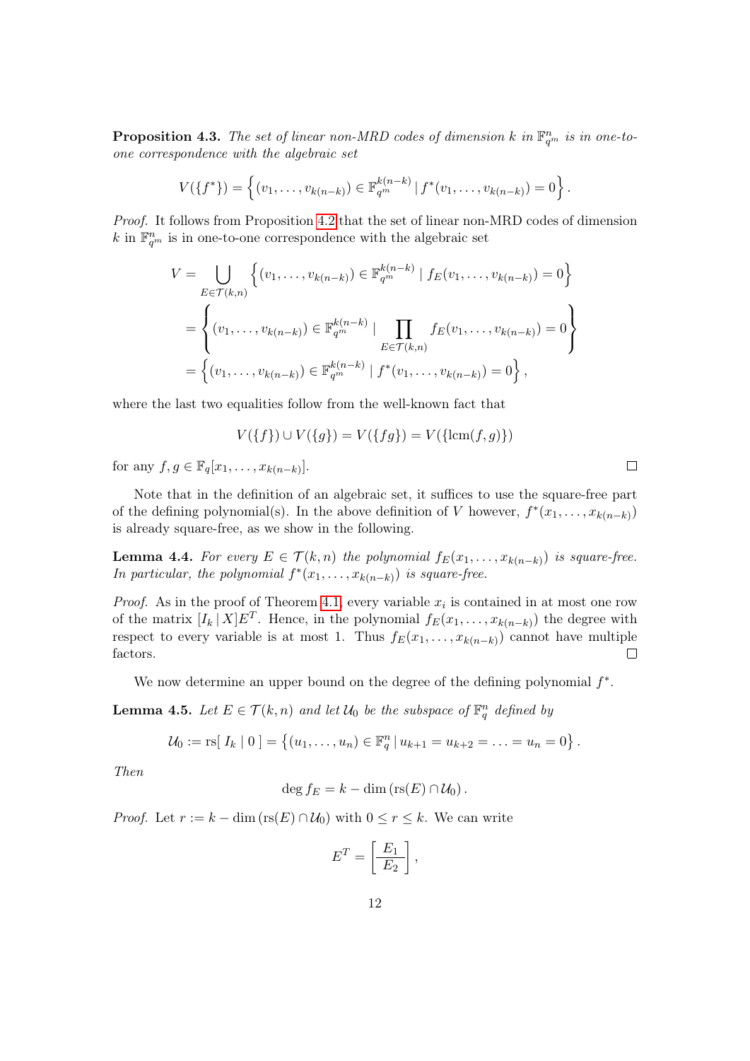**Proposition 4.3.** *The set of linear non-MRD codes of dimension $k$ in $\mathbb{F}_{q^m}^n$ is in one-to-one correspondence with the algebraic set*

$$V(\{f^*\}) = \left\{ (v_1, \dots, v_{k(n-k)}) \in \mathbb{F}_{q^m}^{k(n-k)} \mid f^*(v_1, \dots, v_{k(n-k)}) = 0 \right\}.$$

*Proof.* It follows from Proposition 4.2 that the set of linear non-MRD codes of dimension $k$ in $\mathbb{F}_{q^m}^n$ is in one-to-one correspondence with the algebraic set

$$\begin{aligned} V &= \bigcup_{E \in \mathcal{T}(k,n)} \left\{ (v_1, \dots, v_{k(n-k)}) \in \mathbb{F}_{q^m}^{k(n-k)} \mid f_E(v_1, \dots, v_{k(n-k)}) = 0 \right\} \\ &= \left\{ (v_1, \dots, v_{k(n-k)}) \in \mathbb{F}_{q^m}^{k(n-k)} \mid \prod_{E \in \mathcal{T}(k,n)} f_E(v_1, \dots, v_{k(n-k)}) = 0 \right\} \\ &= \left\{ (v_1, \dots, v_{k(n-k)}) \in \mathbb{F}_{q^m}^{k(n-k)} \mid f^*(v_1, \dots, v_{k(n-k)}) = 0 \right\}, \end{aligned}$$

where the last two equalities follow from the well-known fact that

$$V(\{f\}) \cup V(\{g\}) = V(\{fg\}) = V(\{\mathrm{lcm}(f,g)\})$$

for any $f, g \in \mathbb{F}_q[x_1, \dots, x_{k(n-k)}]$. □

Note that in the definition of an algebraic set, it suffices to use the square-free part of the defining polynomial(s). In the above definition of $V$ however, $f^*(x_1, \dots, x_{k(n-k)})$ is already square-free, as we show in the following.

**Lemma 4.4.** *For every $E \in \mathcal{T}(k,n)$ the polynomial $f_E(x_1, \dots, x_{k(n-k)})$ is square-free. In particular, the polynomial $f^*(x_1, \dots, x_{k(n-k)})$ is square-free.*

*Proof.* As in the proof of Theorem 4.1, every variable $x_i$ is contained in at most one row of the matrix $[I_k \mid X]E^T$. Hence, in the polynomial $f_E(x_1, \dots, x_{k(n-k)})$ the degree with respect to every variable is at most 1. Thus $f_E(x_1, \dots, x_{k(n-k)})$ cannot have multiple factors. □

We now determine an upper bound on the degree of the defining polynomial $f^*$.

**Lemma 4.5.** *Let $E \in \mathcal{T}(k,n)$ and let $\mathcal{U}_0$ be the subspace of $\mathbb{F}_q^n$ defined by*

$$\mathcal{U}_0 := \mathrm{rs}[\, I_k \mid 0 \,] = \left\{ (u_1, \dots, u_n) \in \mathbb{F}_q^n \mid u_{k+1} = u_{k+2} = \ldots = u_n = 0 \right\}.$$

*Then*

$$\deg f_E = k - \dim(\mathrm{rs}(E) \cap \mathcal{U}_0).$$

*Proof.* Let $r := k - \dim(\mathrm{rs}(E) \cap \mathcal{U}_0)$ with $0 \leq r \leq k$. We can write

$$E^T = \left[ \frac{E_1}{E_2} \right],$$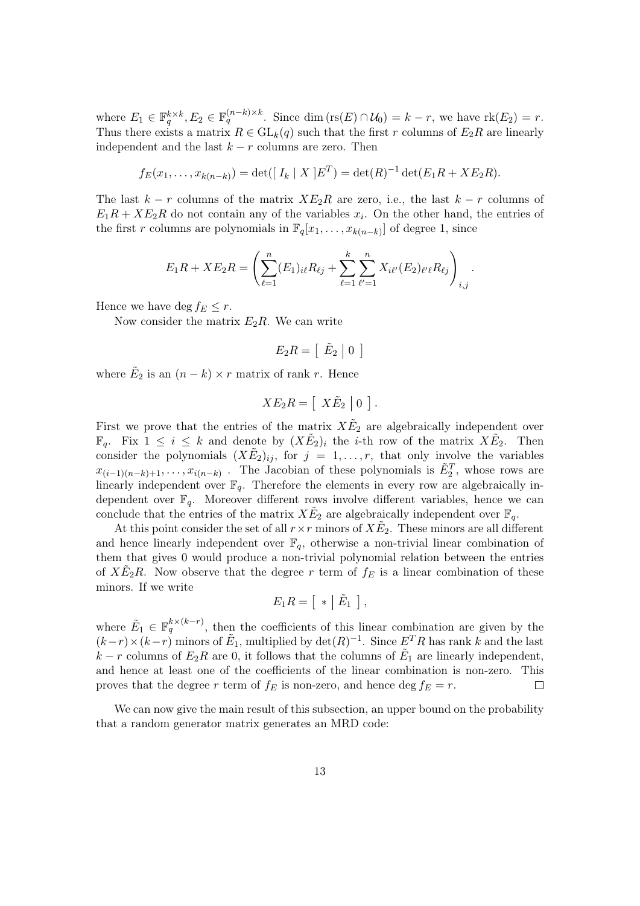where $E_1 \in \mathbb{F}_q^{k\times k}, E_2 \in \mathbb{F}_q^{(n-k)\times k}$. Since $\dim(\mathrm{rs}(E) \cap \mathcal{U}_0) = k - r$, we have $\mathrm{rk}(E_2) = r$. Thus there exists a matrix $R \in \mathrm{GL}_k(q)$ such that the first $r$ columns of $E_2R$ are linearly independent and the last $k - r$ columns are zero. Then

$$f_E(x_1, \dots, x_{k(n-k)}) = \det([\, I_k \mid X \,]E^T) = \det(R)^{-1} \det(E_1R + XE_2R).$$

The last $k - r$ columns of the matrix $XE_2R$ are zero, i.e., the last $k - r$ columns of $E_1R + XE_2R$ do not contain any of the variables $x_i$. On the other hand, the entries of the first $r$ columns are polynomials in $\mathbb{F}_q[x_1, \dots, x_{k(n-k)}]$ of degree 1, since

$$E_1R + XE_2R = \left( \sum_{\ell=1}^{n} (E_1)_{i\ell} R_{\ell j} + \sum_{\ell=1}^{k} \sum_{\ell'=1}^{n} X_{i\ell'} (E_2)_{\ell'\ell} R_{\ell j} \right)_{i,j}.$$

Hence we have $\deg f_E \leq r$.

Now consider the matrix $E_2R$. We can write

$$E_2R = \left[\, \tilde{E}_2 \;\middle|\; 0 \,\right]$$

where $\tilde{E}_2$ is an $(n - k) \times r$ matrix of rank $r$. Hence

$$XE_2R = \left[\, X\tilde{E}_2 \;\middle|\; 0 \,\right].$$

First we prove that the entries of the matrix $X\tilde{E}_2$ are algebraically independent over $\mathbb{F}_q$. Fix $1 \leq i \leq k$ and denote by $(X\tilde{E}_2)_i$ the $i$-th row of the matrix $X\tilde{E}_2$. Then consider the polynomials $(X\tilde{E}_2)_{ij}$, for $j = 1, \dots, r$, that only involve the variables $x_{(i-1)(n-k)+1}, \dots, x_{i(n-k)}$ . The Jacobian of these polynomials is $\tilde{E}_2^T$, whose rows are linearly independent over $\mathbb{F}_q$. Therefore the elements in every row are algebraically independent over $\mathbb{F}_q$. Moreover different rows involve different variables, hence we can conclude that the entries of the matrix $X\tilde{E}_2$ are algebraically independent over $\mathbb{F}_q$.

At this point consider the set of all $r \times r$ minors of $X\tilde{E}_2$. These minors are all different and hence linearly independent over $\mathbb{F}_q$, otherwise a non-trivial linear combination of them that gives 0 would produce a non-trivial polynomial relation between the entries of $X\tilde{E}_2R$. Now observe that the degree $r$ term of $f_E$ is a linear combination of these minors. If we write

$$E_1R = \left[\, * \;\middle|\; \tilde{E}_1 \,\right],$$

where $\tilde{E}_1 \in \mathbb{F}_q^{k\times(k-r)}$, then the coefficients of this linear combination are given by the $(k-r)\times(k-r)$ minors of $\tilde{E}_1$, multiplied by $\det(R)^{-1}$. Since $E^TR$ has rank $k$ and the last $k - r$ columns of $E_2R$ are 0, it follows that the columns of $\tilde{E}_1$ are linearly independent, and hence at least one of the coefficients of the linear combination is non-zero. This proves that the degree $r$ term of $f_E$ is non-zero, and hence $\deg f_E = r$. $\square$

We can now give the main result of this subsection, an upper bound on the probability that a random generator matrix generates an MRD code: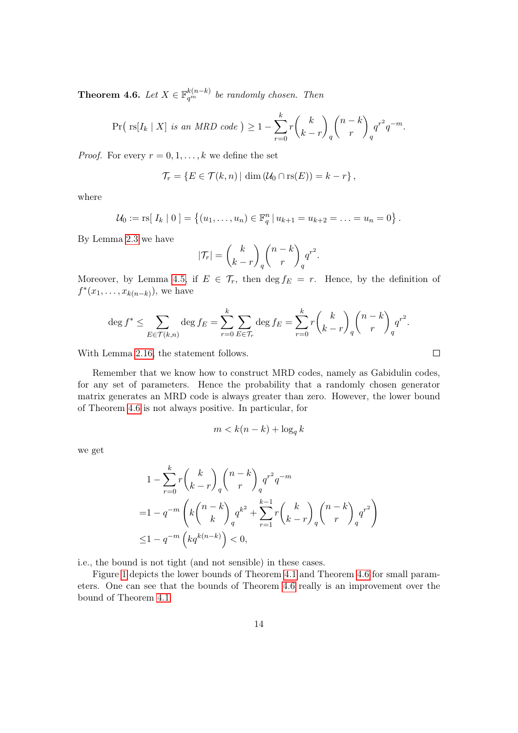**Theorem 4.6.** *Let $X \in \mathbb{F}_{q^m}^{k(n-k)}$ be randomly chosen. Then*

$$\Pr\big(\, \mathrm{rs}[I_k \mid X] \text{ is an MRD code }\big) \geq 1 - \sum_{r=0}^{k} r \binom{k}{k-r}_q \binom{n-k}{r}_q q^{r^2} q^{-m}.$$

*Proof.* For every $r = 0, 1, \ldots, k$ we define the set

$$\mathcal{T}_r = \{E \in \mathcal{T}(k,n) \mid \dim\left(\mathcal{U}_0 \cap \mathrm{rs}(E)\right) = k - r\},$$

where

$$\mathcal{U}_0 := \mathrm{rs}[\, I_k \mid 0 \,] = \left\{(u_1, \ldots, u_n) \in \mathbb{F}_q^n \mid u_{k+1} = u_{k+2} = \ldots = u_n = 0\right\}.$$

By Lemma 2.3 we have

$$|\mathcal{T}_r| = \binom{k}{k-r}_q \binom{n-k}{r}_q q^{r^2}.$$

Moreover, by Lemma 4.5, if $E \in \mathcal{T}_r$, then $\deg f_E = r$. Hence, by the definition of $f^*(x_1, \ldots, x_{k(n-k)})$, we have

$$\deg f^* \leq \sum_{E \in \mathcal{T}(k,n)} \deg f_E = \sum_{r=0}^{k} \sum_{E \in \mathcal{T}_r} \deg f_E = \sum_{r=0}^{k} r \binom{k}{k-r}_q \binom{n-k}{r}_q q^{r^2}.$$

With Lemma 2.16, the statement follows. $\square$

Remember that we know how to construct MRD codes, namely as Gabidulin codes, for any set of parameters. Hence the probability that a randomly chosen generator matrix generates an MRD code is always greater than zero. However, the lower bound of Theorem 4.6 is not always positive. In particular, for

$$m < k(n-k) + \log_q k$$

we get

$$\begin{aligned}
&1 - \sum_{r=0}^{k} r \binom{k}{k-r}_q \binom{n-k}{r}_q q^{r^2} q^{-m} \\
=&1 - q^{-m} \left( k \binom{n-k}{k}_q q^{k^2} + \sum_{r=1}^{k-1} r \binom{k}{k-r}_q \binom{n-k}{r}_q q^{r^2} \right) \\
\leq& 1 - q^{-m} \left( k q^{k(n-k)} \right) < 0,
\end{aligned}$$

i.e., the bound is not tight (and not sensible) in these cases.

Figure 1 depicts the lower bounds of Theorem 4.1 and Theorem 4.6 for small parameters. One can see that the bounds of Theorem 4.6 really is an improvement over the bound of Theorem 4.1.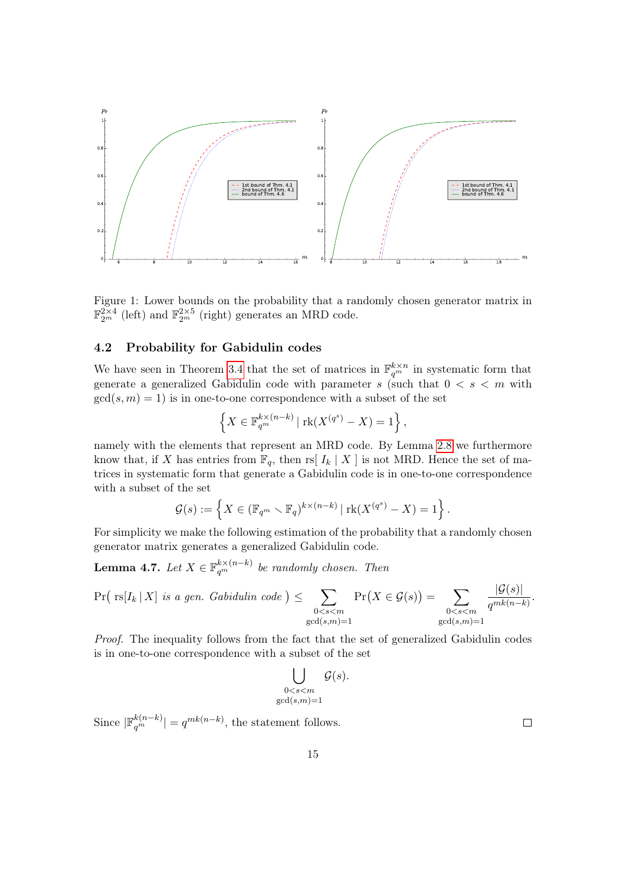Figure 1: Lower bounds on the probability that a randomly chosen generator matrix in $\mathbb{F}_{2^m}^{2\times 4}$ (left) and $\mathbb{F}_{2^m}^{2\times 5}$ (right) generates an MRD code.

### 4.2 Probability for Gabidulin codes

We have seen in Theorem 3.4 that the set of matrices in $\mathbb{F}_{q^m}^{k\times n}$ in systematic form that generate a generalized Gabidulin code with parameter $s$ (such that $0 < s < m$ with $\gcd(s, m) = 1$) is in one-to-one correspondence with a subset of the set

$$\left\{ X \in \mathbb{F}_{q^m}^{k\times(n-k)} \mid \mathrm{rk}(X^{(q^s)} - X) = 1 \right\},$$

namely with the elements that represent an MRD code. By Lemma 2.8 we furthermore know that, if $X$ has entries from $\mathbb{F}_q$, then $\mathrm{rs}[\, I_k \mid X \,]$ is not MRD. Hence the set of matrices in systematic form that generate a Gabidulin code is in one-to-one correspondence with a subset of the set

$$\mathcal{G}(s) := \left\{ X \in (\mathbb{F}_{q^m} \setminus \mathbb{F}_q)^{k\times(n-k)} \mid \mathrm{rk}(X^{(q^s)} - X) = 1 \right\}.$$

For simplicity we make the following estimation of the probability that a randomly chosen generator matrix generates a generalized Gabidulin code.

**Lemma 4.7.** *Let $X \in \mathbb{F}_{q^m}^{k\times(n-k)}$ be randomly chosen. Then*

$$\Pr\big( \mathrm{rs}[I_k \mid X] \text{ is a gen. Gabidulin code} \big) \leq \sum_{\substack{0<s<m \\ \gcd(s,m)=1}} \Pr\big(X \in \mathcal{G}(s)\big) = \sum_{\substack{0<s<m \\ \gcd(s,m)=1}} \frac{|\mathcal{G}(s)|}{q^{mk(n-k)}}.$$

*Proof.* The inequality follows from the fact that the set of generalized Gabidulin codes is in one-to-one correspondence with a subset of the set

$$\bigcup_{\substack{0<s<m \\ \gcd(s,m)=1}} \mathcal{G}(s).$$

Since $|\mathbb{F}_{q^m}^{k(n-k)}| = q^{mk(n-k)}$, the statement follows. $\square$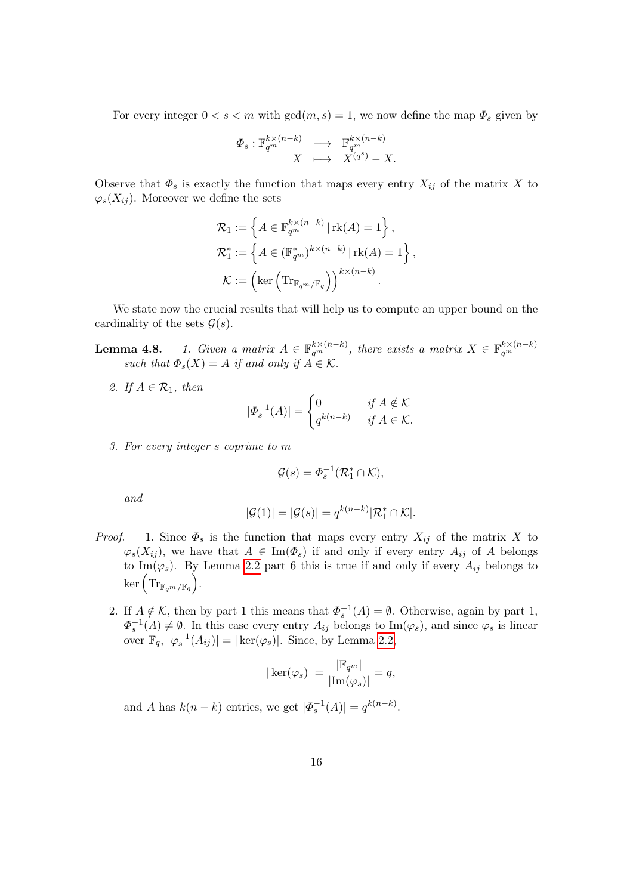For every integer $0 < s < m$ with $\gcd(m,s) = 1$, we now define the map $\Phi_s$ given by

$$\begin{array}{rccc} \Phi_s : & \mathbb{F}_{q^m}^{k\times(n-k)} & \longrightarrow & \mathbb{F}_{q^m}^{k\times(n-k)} \\ & X & \longmapsto & X^{(q^s)} - X. \end{array}$$

Observe that $\Phi_s$ is exactly the function that maps every entry $X_{ij}$ of the matrix $X$ to $\varphi_s(X_{ij})$. Moreover we define the sets

$$\mathcal{R}_1 := \left\{ A \in \mathbb{F}_{q^m}^{k\times(n-k)} \mid \mathrm{rk}(A) = 1 \right\},$$
$$\mathcal{R}_1^* := \left\{ A \in (\mathbb{F}_{q^m}^*)^{k\times(n-k)} \mid \mathrm{rk}(A) = 1 \right\},$$
$$\mathcal{K} := \left( \ker\left( \mathrm{Tr}_{\mathbb{F}_{q^m}/\mathbb{F}_q} \right) \right)^{k\times(n-k)}.$$

We state now the crucial results that will help us to compute an upper bound on the cardinality of the sets $\mathcal{G}(s)$.

**Lemma 4.8.** *1. Given a matrix $A \in \mathbb{F}_{q^m}^{k\times(n-k)}$, there exists a matrix $X \in \mathbb{F}_{q^m}^{k\times(n-k)}$ such that $\Phi_s(X) = A$ if and only if $A \in \mathcal{K}$.*

*2. If $A \in \mathcal{R}_1$, then*

$$|\Phi_s^{-1}(A)| = \begin{cases} 0 & \text{if } A \notin \mathcal{K} \\ q^{k(n-k)} & \text{if } A \in \mathcal{K}. \end{cases}$$

*3. For every integer $s$ coprime to $m$*

$$\mathcal{G}(s) = \Phi_s^{-1}(\mathcal{R}_1^* \cap \mathcal{K}),$$

*and*

$$|\mathcal{G}(1)| = |\mathcal{G}(s)| = q^{k(n-k)}|\mathcal{R}_1^* \cap \mathcal{K}|.$$

*Proof.* 1. Since $\Phi_s$ is the function that maps every entry $X_{ij}$ of the matrix $X$ to $\varphi_s(X_{ij})$, we have that $A \in \mathrm{Im}(\Phi_s)$ if and only if every entry $A_{ij}$ of $A$ belongs to $\mathrm{Im}(\varphi_s)$. By Lemma 2.2 part 6 this is true if and only if every $A_{ij}$ belongs to $\ker\left(\mathrm{Tr}_{\mathbb{F}_{q^m}/\mathbb{F}_q}\right)$.

2. If $A \notin \mathcal{K}$, then by part 1 this means that $\Phi_s^{-1}(A) = \emptyset$. Otherwise, again by part 1, $\Phi_s^{-1}(A) \neq \emptyset$. In this case every entry $A_{ij}$ belongs to $\mathrm{Im}(\varphi_s)$, and since $\varphi_s$ is linear over $\mathbb{F}_q$, $|\varphi_s^{-1}(A_{ij})| = |\ker(\varphi_s)|$. Since, by Lemma 2.2,

$$|\ker(\varphi_s)| = \frac{|\mathbb{F}_{q^m}|}{|\mathrm{Im}(\varphi_s)|} = q,$$

and $A$ has $k(n-k)$ entries, we get $|\Phi_s^{-1}(A)| = q^{k(n-k)}$.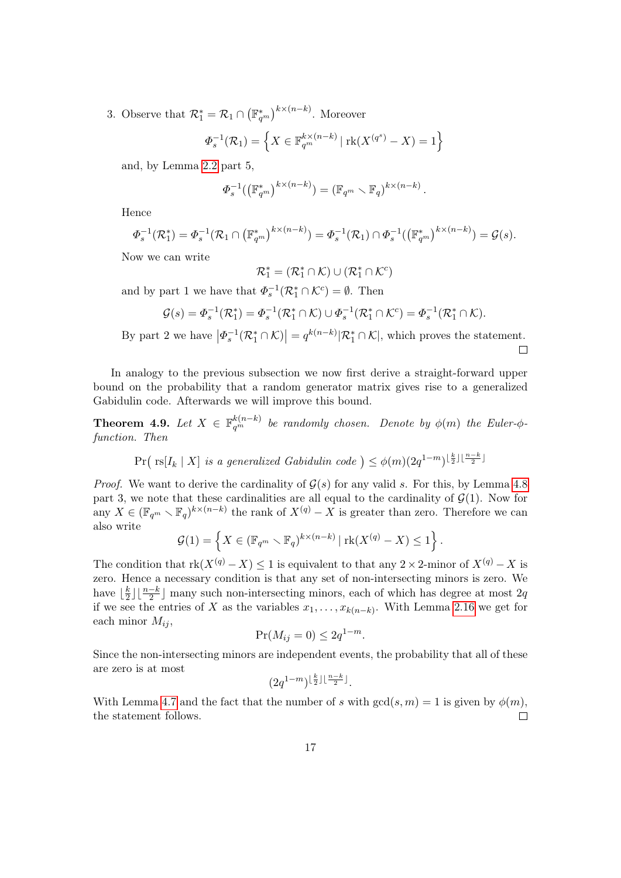3. Observe that $\mathcal{R}_1^* = \mathcal{R}_1 \cap \left(\mathbb{F}_{q^m}^*\right)^{k\times(n-k)}$. Moreover

$$\Phi_s^{-1}(\mathcal{R}_1) = \left\{X \in \mathbb{F}_{q^m}^{k\times(n-k)} \mid \mathrm{rk}(X^{(q^s)} - X) = 1\right\}$$

and, by Lemma 2.2 part 5,

$$\Phi_s^{-1}(\left(\mathbb{F}_{q^m}^*\right)^{k\times(n-k)}) = \left(\mathbb{F}_{q^m} \setminus \mathbb{F}_q\right)^{k\times(n-k)}.$$

Hence

$$\Phi_s^{-1}(\mathcal{R}_1^*) = \Phi_s^{-1}(\mathcal{R}_1 \cap \left(\mathbb{F}_{q^m}^*\right)^{k\times(n-k)}) = \Phi_s^{-1}(\mathcal{R}_1) \cap \Phi_s^{-1}(\left(\mathbb{F}_{q^m}^*\right)^{k\times(n-k)}) = \mathcal{G}(s).$$

Now we can write

$$\mathcal{R}_1^* = (\mathcal{R}_1^* \cap \mathcal{K}) \cup (\mathcal{R}_1^* \cap \mathcal{K}^c)$$

and by part 1 we have that $\Phi_s^{-1}(\mathcal{R}_1^* \cap \mathcal{K}^c) = \emptyset$. Then

$$\mathcal{G}(s) = \Phi_s^{-1}(\mathcal{R}_1^*) = \Phi_s^{-1}(\mathcal{R}_1^* \cap \mathcal{K}) \cup \Phi_s^{-1}(\mathcal{R}_1^* \cap \mathcal{K}^c) = \Phi_s^{-1}(\mathcal{R}_1^* \cap \mathcal{K}).$$

By part 2 we have $\left|\Phi_s^{-1}(\mathcal{R}_1^* \cap \mathcal{K})\right| = q^{k(n-k)}|\mathcal{R}_1^* \cap \mathcal{K}|$, which proves the statement. □

In analogy to the previous subsection we now first derive a straight-forward upper bound on the probability that a random generator matrix gives rise to a generalized Gabidulin code. Afterwards we will improve this bound.

**Theorem 4.9.** *Let $X \in \mathbb{F}_{q^m}^{k(n-k)}$ be randomly chosen. Denote by $\phi(m)$ the Euler-$\phi$-function. Then*

$$\Pr\big(\ \mathrm{rs}[I_k \mid X] \textit{ is a generalized Gabidulin code }\big) \leq \phi(m)(2q^{1-m})^{\lfloor \frac{k}{2} \rfloor \lfloor \frac{n-k}{2} \rfloor}$$

*Proof.* We want to derive the cardinality of $\mathcal{G}(s)$ for any valid $s$. For this, by Lemma 4.8 part 3, we note that these cardinalities are all equal to the cardinality of $\mathcal{G}(1)$. Now for any $X \in (\mathbb{F}_{q^m} \setminus \mathbb{F}_q)^{k\times(n-k)}$ the rank of $X^{(q)} - X$ is greater than zero. Therefore we can also write

$$\mathcal{G}(1) = \left\{X \in (\mathbb{F}_{q^m} \setminus \mathbb{F}_q)^{k\times(n-k)} \mid \mathrm{rk}(X^{(q)} - X) \leq 1\right\}.$$

The condition that $\mathrm{rk}(X^{(q)} - X) \leq 1$ is equivalent to that any $2\times 2$-minor of $X^{(q)} - X$ is zero. Hence a necessary condition is that any set of non-intersecting minors is zero. We have $\lfloor \frac{k}{2} \rfloor \lfloor \frac{n-k}{2} \rfloor$ many such non-intersecting minors, each of which has degree at most $2q$ if we see the entries of $X$ as the variables $x_1, \ldots, x_{k(n-k)}$. With Lemma 2.16 we get for each minor $M_{ij}$,

$$\Pr(M_{ij} = 0) \leq 2q^{1-m}.$$

Since the non-intersecting minors are independent events, the probability that all of these are zero is at most

$$(2q^{1-m})^{\lfloor \frac{k}{2} \rfloor \lfloor \frac{n-k}{2} \rfloor}.$$

With Lemma 4.7 and the fact that the number of $s$ with $\gcd(s, m) = 1$ is given by $\phi(m)$, the statement follows. □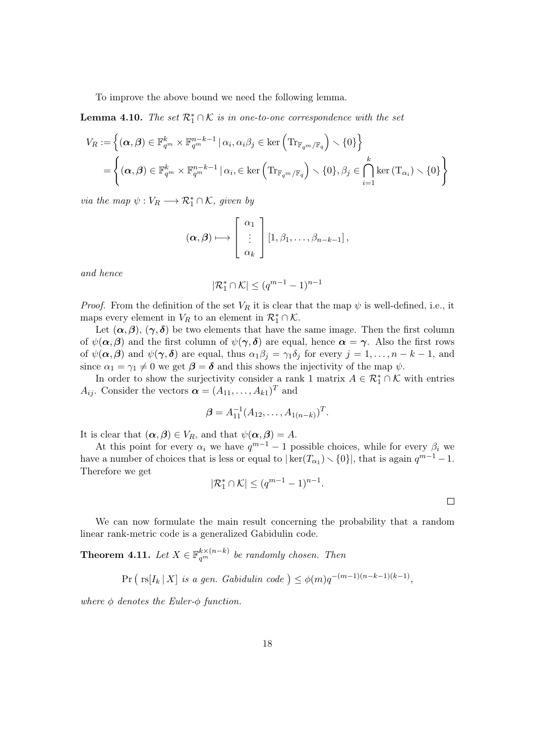To improve the above bound we need the following lemma.

**Lemma 4.10.** *The set $\mathcal{R}_1^* \cap \mathcal{K}$ is in one-to-one correspondence with the set*

$$
\begin{aligned}
V_R &:= \left\{ (\boldsymbol{\alpha}, \boldsymbol{\beta}) \in \mathbb{F}_{q^m}^k \times \mathbb{F}_{q^m}^{n-k-1} \mid \alpha_i, \alpha_i \beta_j \in \ker\left(\mathrm{Tr}_{\mathbb{F}_{q^m}/\mathbb{F}_q}\right) \smallsetminus \{0\} \right\} \\
&= \left\{ (\boldsymbol{\alpha}, \boldsymbol{\beta}) \in \mathbb{F}_{q^m}^k \times \mathbb{F}_{q^m}^{n-k-1} \mid \alpha_i, \in \ker\left(\mathrm{Tr}_{\mathbb{F}_{q^m}/\mathbb{F}_q}\right) \smallsetminus \{0\}, \beta_j \in \bigcap_{i=1}^{k} \ker\left(\mathrm{T}_{\alpha_i}\right) \smallsetminus \{0\} \right\}
\end{aligned}
$$

*via the map $\psi : V_R \longrightarrow \mathcal{R}_1^* \cap \mathcal{K}$, given by*

$$
(\boldsymbol{\alpha}, \boldsymbol{\beta}) \longmapsto \begin{bmatrix} \alpha_1 \\ \vdots \\ \alpha_k \end{bmatrix} [1, \beta_1, \ldots, \beta_{n-k-1}],
$$

*and hence*

$$
|\mathcal{R}_1^* \cap \mathcal{K}| \leq (q^{m-1} - 1)^{n-1}
$$

*Proof.* From the definition of the set $V_R$ it is clear that the map $\psi$ is well-defined, i.e., it maps every element in $V_R$ to an element in $\mathcal{R}_1^* \cap \mathcal{K}$.

Let $(\boldsymbol{\alpha}, \boldsymbol{\beta})$, $(\boldsymbol{\gamma}, \boldsymbol{\delta})$ be two elements that have the same image. Then the first column of $\psi(\boldsymbol{\alpha}, \boldsymbol{\beta})$ and the first column of $\psi(\boldsymbol{\gamma}, \boldsymbol{\delta})$ are equal, hence $\boldsymbol{\alpha} = \boldsymbol{\gamma}$. Also the first rows of $\psi(\boldsymbol{\alpha}, \boldsymbol{\beta})$ and $\psi(\boldsymbol{\gamma}, \boldsymbol{\delta})$ are equal, thus $\alpha_1 \beta_j = \gamma_1 \delta_j$ for every $j = 1, \ldots, n-k-1$, and since $\alpha_1 = \gamma_1 \neq 0$ we get $\boldsymbol{\beta} = \boldsymbol{\delta}$ and this shows the injectivity of the map $\psi$.

In order to show the surjectivity consider a rank 1 matrix $A \in \mathcal{R}_1^* \cap \mathcal{K}$ with entries $A_{ij}$. Consider the vectors $\boldsymbol{\alpha} = (A_{11}, \ldots, A_{k1})^T$ and

$$
\boldsymbol{\beta} = A_{11}^{-1}(A_{12}, \ldots, A_{1(n-k)})^T.
$$

It is clear that $(\boldsymbol{\alpha}, \boldsymbol{\beta}) \in V_R$, and that $\psi(\boldsymbol{\alpha}, \boldsymbol{\beta}) = A$.

At this point for every $\alpha_i$ we have $q^{m-1} - 1$ possible choices, while for every $\beta_i$ we have a number of choices that is less or equal to $|\ker(T_{\alpha_1}) \smallsetminus \{0\}|$, that is again $q^{m-1} - 1$. Therefore we get

$$
|\mathcal{R}_1^* \cap \mathcal{K}| \leq (q^{m-1} - 1)^{n-1}.
$$

□

We can now formulate the main result concerning the probability that a random linear rank-metric code is a generalized Gabidulin code.

**Theorem 4.11.** *Let $X \in \mathbb{F}_{q^m}^{k \times (n-k)}$ be randomly chosen. Then*

$$
\Pr\left( \, \mathrm{rs}[I_k \mid X] \text{ is a gen. Gabidulin code } \right) \leq \phi(m) q^{-(m-1)(n-k-1)(k-1)},
$$

*where $\phi$ denotes the Euler-$\phi$ function.*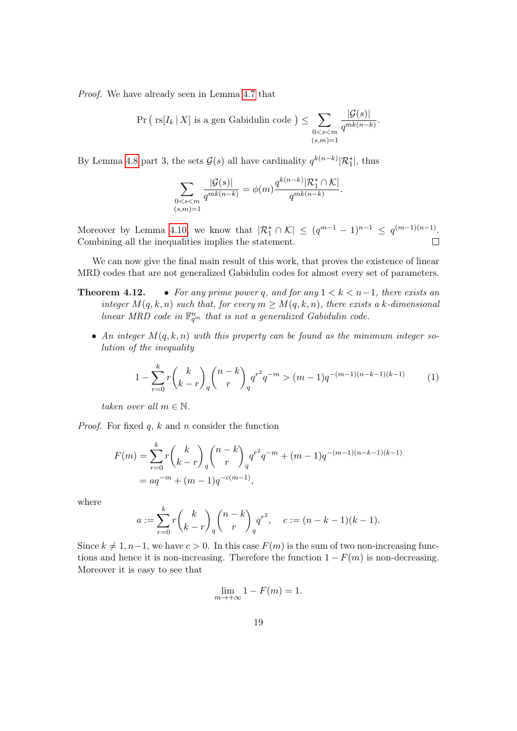*Proof.* We have already seen in Lemma 4.7 that

$$\Pr\left( \operatorname{rs}[I_k \mid X] \text{ is a gen Gabidulin code } \right) \leq \sum_{\substack{0<s<m \\ (s,m)=1}} \frac{|\mathcal{G}(s)|}{q^{mk(n-k)}}.$$

By Lemma 4.8 part 3, the sets $\mathcal{G}(s)$ all have cardinality $q^{k(n-k)}|\mathcal{R}_1^*|$, thus

$$\sum_{\substack{0<s<m \\ (s,m)=1}} \frac{|\mathcal{G}(s)|}{q^{mk(n-k)}} = \phi(m)\frac{q^{k(n-k)}|\mathcal{R}_1^* \cap \mathcal{K}|}{q^{mk(n-k)}}.$$

Moreover by Lemma 4.10, we know that $|\mathcal{R}_1^* \cap \mathcal{K}| \leq (q^{m-1}-1)^{n-1} \leq q^{(m-1)(n-1)}$. Combining all the inequalities implies the statement. $\square$

We can now give the final main result of this work, that proves the existence of linear MRD codes that are not generalized Gabidulin codes for almost every set of parameters.

**Theorem 4.12.**
- *For any prime power $q$, and for any $1 < k < n-1$, there exists an integer $M(q,k,n)$ such that, for every $m \geq M(q,k,n)$, there exists a $k$-dimensional linear MRD code in $\mathbb{F}_{q^m}^n$ that is not a generalized Gabidulin code.*
- *An integer $M(q,k,n)$ with this property can be found as the minimum integer solution of the inequality*

$$1 - \sum_{r=0}^{k} r \binom{k}{k-r}_q \binom{n-k}{r}_q q^{r^2} q^{-m} > (m-1)q^{-(m-1)(n-k-1)(k-1)} \tag{1}$$

*taken over all $m \in \mathbb{N}$.*

*Proof.* For fixed $q$, $k$ and $n$ consider the function

$$\begin{aligned}
F(m) &= \sum_{r=0}^{k} r \binom{k}{k-r}_q \binom{n-k}{r}_q q^{r^2} q^{-m} + (m-1)q^{-(m-1)(n-k-1)(k-1)} \\
&= aq^{-m} + (m-1)q^{-c(m-1)},
\end{aligned}$$

where

$$a := \sum_{r=0}^{k} r \binom{k}{k-r}_q \binom{n-k}{r}_q q^{r^2}, \quad c := (n-k-1)(k-1).$$

Since $k \neq 1, n-1$, we have $c > 0$. In this case $F(m)$ is the sum of two non-increasing functions and hence it is non-increasing. Therefore the function $1 - F(m)$ is non-decreasing. Moreover it is easy to see that

$$\lim_{m \to +\infty} 1 - F(m) = 1.$$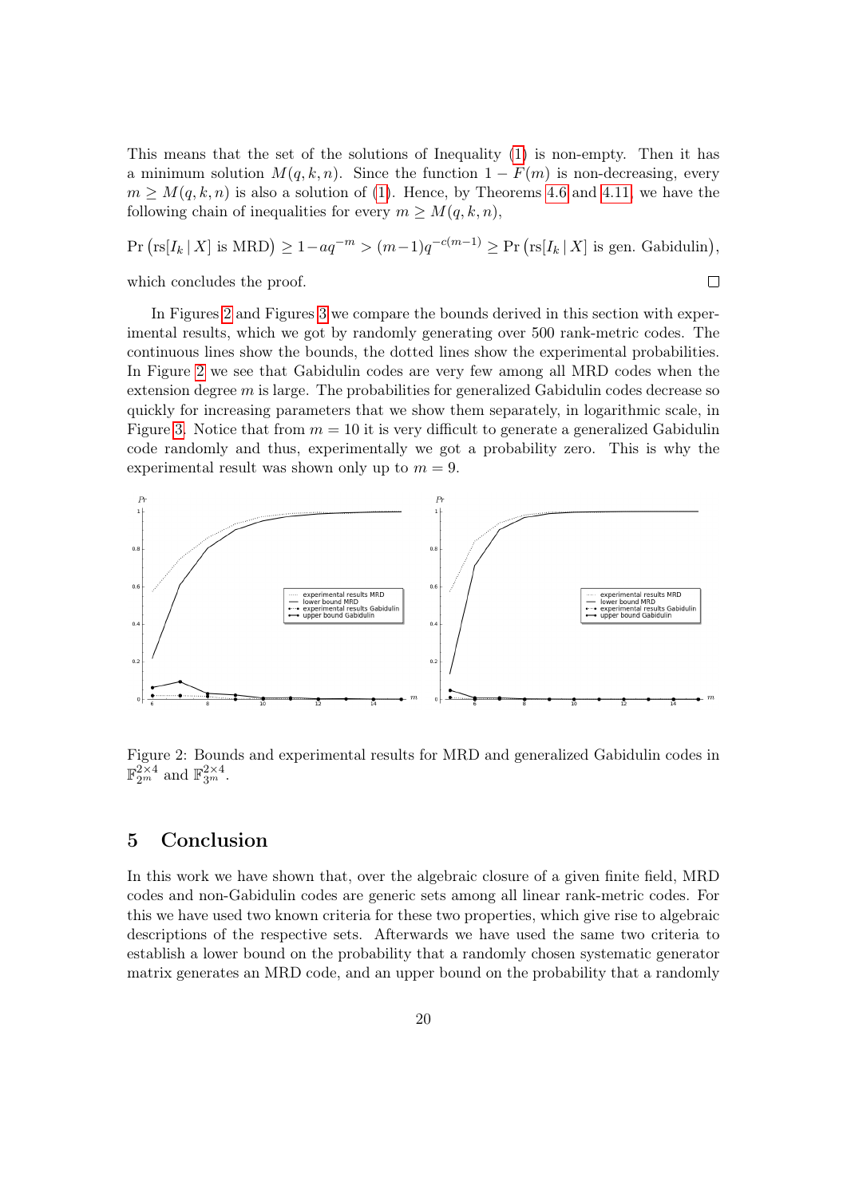This means that the set of the solutions of Inequality (1) is non-empty. Then it has a minimum solution $M(q,k,n)$. Since the function $1 - F(m)$ is non-decreasing, every $m \geq M(q,k,n)$ is also a solution of (1). Hence, by Theorems 4.6 and 4.11, we have the following chain of inequalities for every $m \geq M(q,k,n)$,

$$\Pr\left(\mathrm{rs}[I_k \mid X] \text{ is MRD}\right) \geq 1 - aq^{-m} > (m-1)q^{-c(m-1)} \geq \Pr\left(\mathrm{rs}[I_k \mid X] \text{ is gen. Gabidulin}\right),$$

which concludes the proof. □

In Figures 2 and Figures 3 we compare the bounds derived in this section with experimental results, which we got by randomly generating over 500 rank-metric codes. The continuous lines show the bounds, the dotted lines show the experimental probabilities. In Figure 2 we see that Gabidulin codes are very few among all MRD codes when the extension degree $m$ is large. The probabilities for generalized Gabidulin codes decrease so quickly for increasing parameters that we show them separately, in logarithmic scale, in Figure 3. Notice that from $m = 10$ it is very difficult to generate a generalized Gabidulin code randomly and thus, experimentally we got a probability zero. This is why the experimental result was shown only up to $m = 9$.

Figure 2: Bounds and experimental results for MRD and generalized Gabidulin codes in $\mathbb{F}_{2^m}^{2\times 4}$ and $\mathbb{F}_{3^m}^{2\times 4}$.

## 5 Conclusion

In this work we have shown that, over the algebraic closure of a given finite field, MRD codes and non-Gabidulin codes are generic sets among all linear rank-metric codes. For this we have used two known criteria for these two properties, which give rise to algebraic descriptions of the respective sets. Afterwards we have used the same two criteria to establish a lower bound on the probability that a randomly chosen systematic generator matrix generates an MRD code, and an upper bound on the probability that a randomly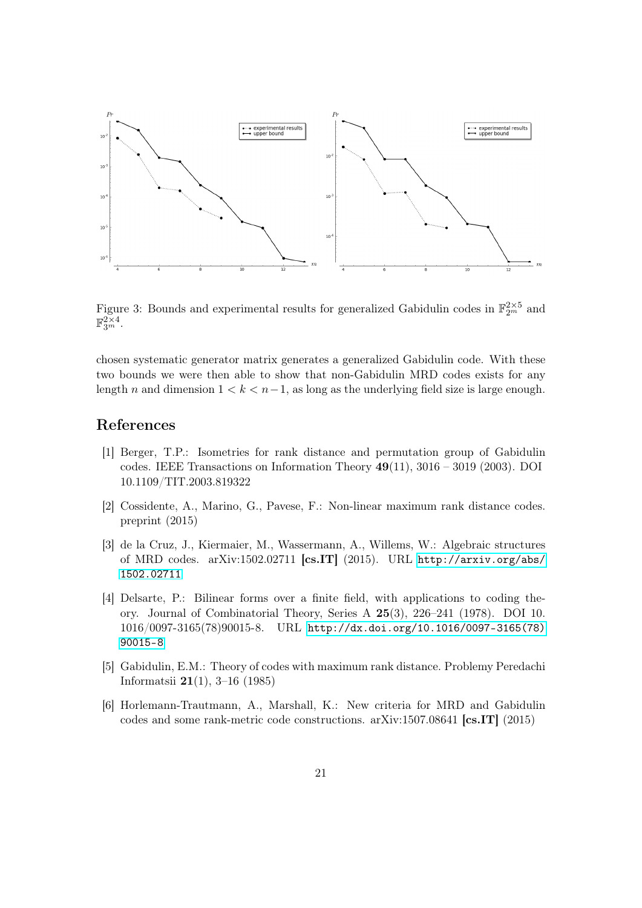Figure 3: Bounds and experimental results for generalized Gabidulin codes in $\mathbb{F}_{2^m}^{2\times 5}$ and $\mathbb{F}_{3^m}^{2\times 4}$.

chosen systematic generator matrix generates a generalized Gabidulin code. With these two bounds we were then able to show that non-Gabidulin MRD codes exists for any length $n$ and dimension $1 < k < n-1$, as long as the underlying field size is large enough.

## References

[1] Berger, T.P.: Isometries for rank distance and permutation group of Gabidulin codes. IEEE Transactions on Information Theory **49**(11), 3016 – 3019 (2003). DOI 10.1109/TIT.2003.819322

[2] Cossidente, A., Marino, G., Pavese, F.: Non-linear maximum rank distance codes. preprint (2015)

[3] de la Cruz, J., Kiermaier, M., Wassermann, A., Willems, W.: Algebraic structures of MRD codes. arXiv:1502.02711 **[cs.IT]** (2015). URL http://arxiv.org/abs/1502.02711

[4] Delsarte, P.: Bilinear forms over a finite field, with applications to coding theory. Journal of Combinatorial Theory, Series A **25**(3), 226–241 (1978). DOI 10.1016/0097-3165(78)90015-8. URL http://dx.doi.org/10.1016/0097-3165(78)90015-8

[5] Gabidulin, E.M.: Theory of codes with maximum rank distance. Problemy Peredachi Informatsii **21**(1), 3–16 (1985)

[6] Horlemann-Trautmann, A., Marshall, K.: New criteria for MRD and Gabidulin codes and some rank-metric code constructions. arXiv:1507.08641 **[cs.IT]** (2015)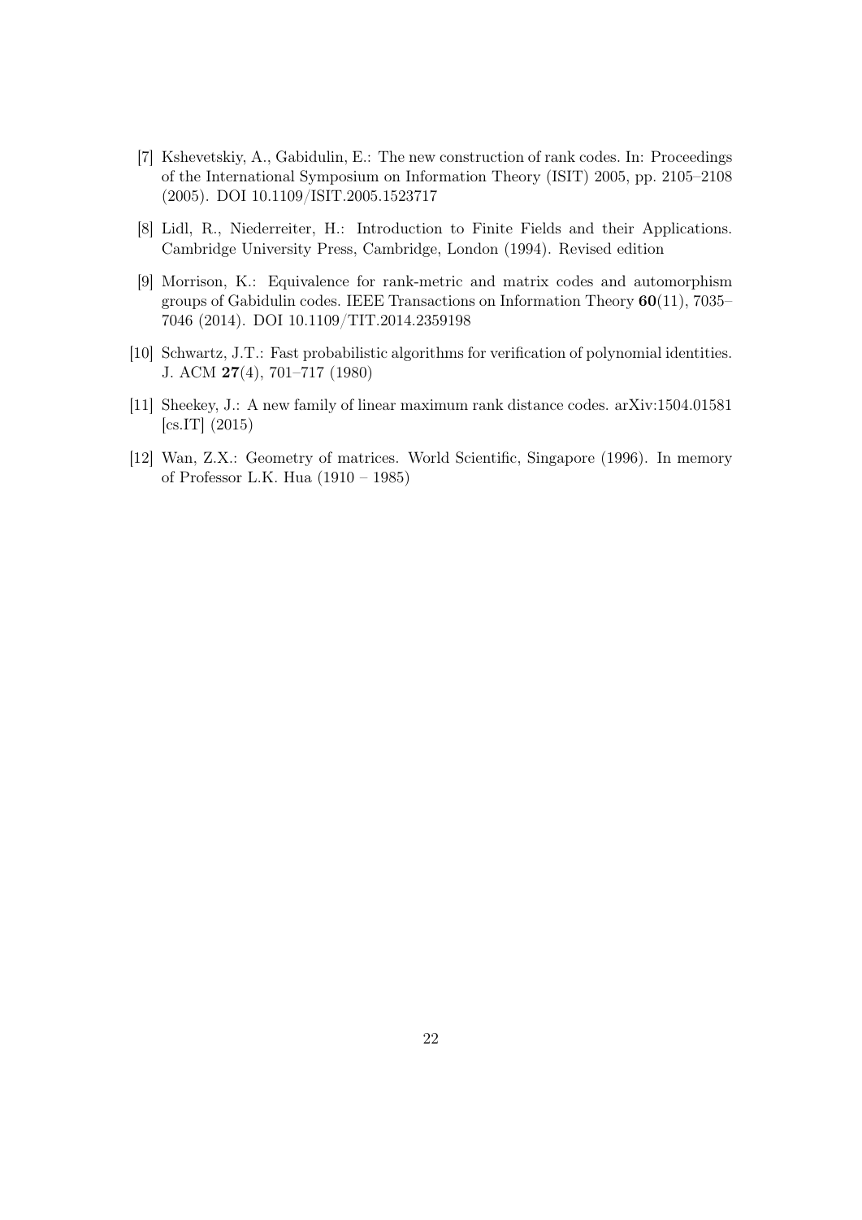[7] Kshevetskiy, A., Gabidulin, E.: The new construction of rank codes. In: Proceedings of the International Symposium on Information Theory (ISIT) 2005, pp. 2105–2108 (2005). DOI 10.1109/ISIT.2005.1523717

[8] Lidl, R., Niederreiter, H.: Introduction to Finite Fields and their Applications. Cambridge University Press, Cambridge, London (1994). Revised edition

[9] Morrison, K.: Equivalence for rank-metric and matrix codes and automorphism groups of Gabidulin codes. IEEE Transactions on Information Theory **60**(11), 7035–7046 (2014). DOI 10.1109/TIT.2014.2359198

[10] Schwartz, J.T.: Fast probabilistic algorithms for verification of polynomial identities. J. ACM **27**(4), 701–717 (1980)

[11] Sheekey, J.: A new family of linear maximum rank distance codes. arXiv:1504.01581 [cs.IT] (2015)

[12] Wan, Z.X.: Geometry of matrices. World Scientific, Singapore (1996). In memory of Professor L.K. Hua (1910 – 1985)